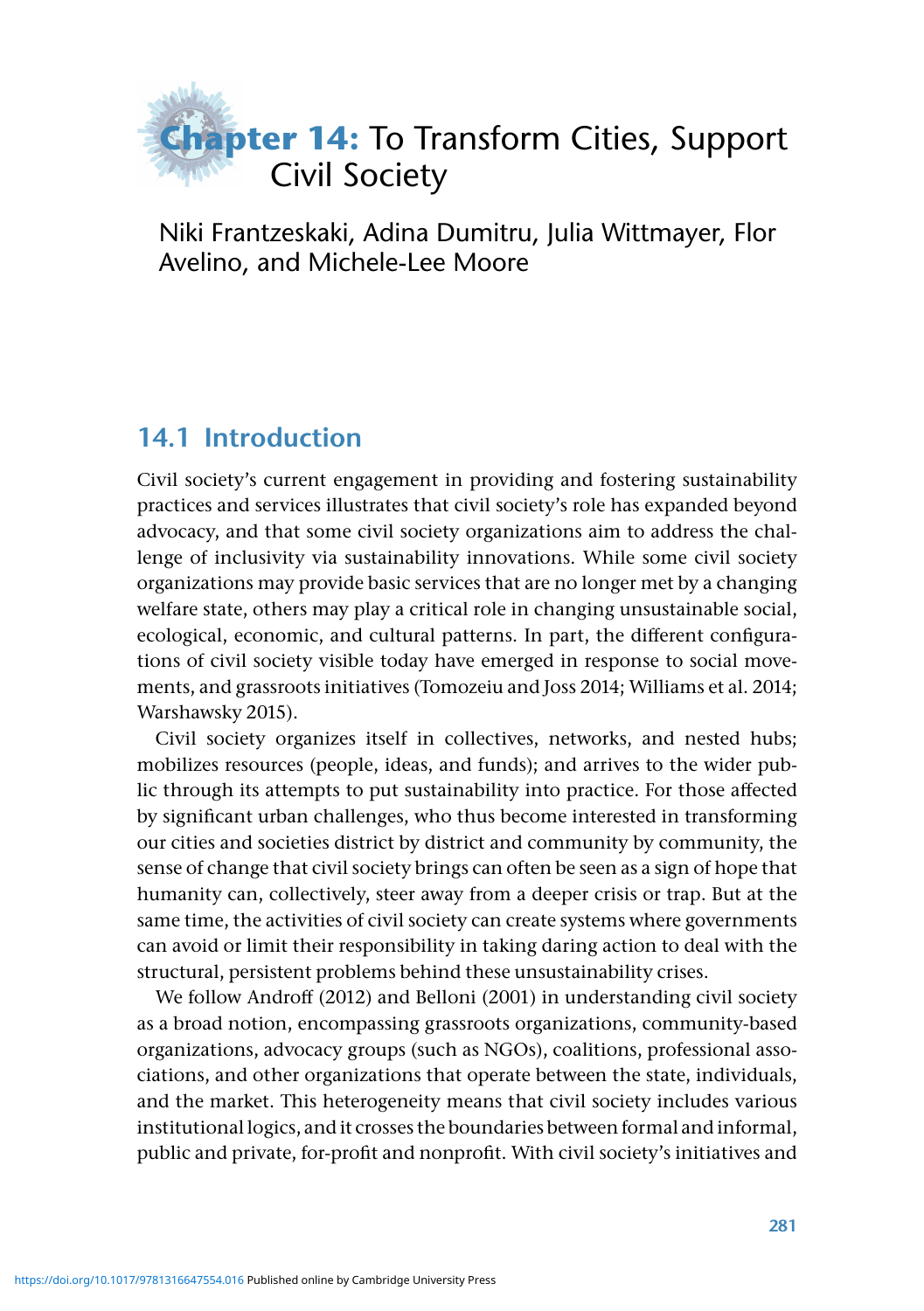# Chapter 14: To Transform Cities, Support Civil Society

Niki Frantzeskaki, Adina Dumitru, Julia Wittmayer, Flor Avelino, and Michele-Lee Moore

## 14.1 Introduction

Civil society's current engagement in providing and fostering sustainability practices and services illustrates that civil society's role has expanded beyond advocacy, and that some civil society organizations aim to address the challenge of inclusivity via sustainability innovations. While some civil society organizations may provide basic services that are no longer met by a changing welfare state, others may play a critical role in changing unsustainable social, ecological, economic, and cultural patterns. In part, the different configurations of civil society visible today have emerged in response to social movements, and grassroots initiatives (Tomozeiu and Joss 2014; Williams et al. 2014; Warshawsky 2015).

Civil society organizes itself in collectives, networks, and nested hubs; mobilizes resources (people, ideas, and funds); and arrives to the wider public through its attempts to put sustainability into practice. For those affected by significant urban challenges, who thus become interested in transforming our cities and societies district by district and community by community, the sense of change that civil society brings can often be seen as a sign of hope that humanity can, collectively, steer away from a deeper crisis or trap. But at the same time, the activities of civil society can create systems where governments can avoid or limit their responsibility in taking daring action to deal with the structural, persistent problems behind these unsustainability crises.

We follow Androff (2012) and Belloni (2001) in understanding civil society as a broad notion, encompassing grassroots organizations, community-based organizations, advocacy groups (such as NGOs), coalitions, professional associations, and other organizations that operate between the state, individuals, and the market. This heterogeneity means that civil society includes various institutional logics, and it crosses the boundaries between formal and informal, public and private, for-profit and nonprofit. With civil society's initiatives and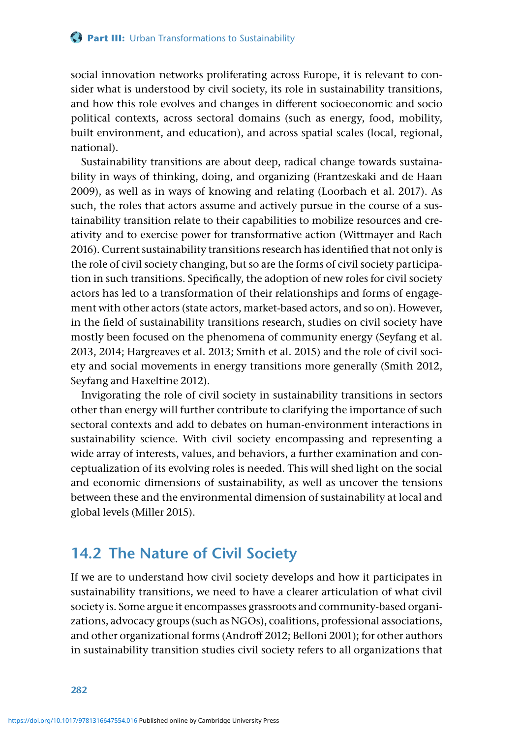social innovation networks proliferating across Europe, it is relevant to consider what is understood by civil society, its role in sustainability transitions, and how this role evolves and changes in different socioeconomic and socio political contexts, across sectoral domains (such as energy, food, mobility, built environment, and education), and across spatial scales (local, regional, national).

Sustainability transitions are about deep, radical change towards sustainability in ways of thinking, doing, and organizing (Frantzeskaki and de Haan 2009), as well as in ways of knowing and relating (Loorbach et al. 2017). As such, the roles that actors assume and actively pursue in the course of a sustainability transition relate to their capabilities to mobilize resources and creativity and to exercise power for transformative action (Wittmayer and Rach 2016). Current sustainability transitions research has identified that not only is the role of civil society changing, but so are the forms of civil society participation in such transitions. Specifically, the adoption of new roles for civil society actors has led to a transformation of their relationships and forms of engagement with other actors (state actors, market-based actors, and so on). However, in the field of sustainability transitions research, studies on civil society have mostly been focused on the phenomena of community energy (Seyfang et al. 2013, 2014; Hargreaves et al. 2013; Smith et al. 2015) and the role of civil society and social movements in energy transitions more generally (Smith 2012, Seyfang and Haxeltine 2012).

Invigorating the role of civil society in sustainability transitions in sectors other than energy will further contribute to clarifying the importance of such sectoral contexts and add to debates on human-environment interactions in sustainability science. With civil society encompassing and representing a wide array of interests, values, and behaviors, a further examination and conceptualization of its evolving roles is needed. This will shed light on the social and economic dimensions of sustainability, as well as uncover the tensions between these and the environmental dimension of sustainability at local and global levels (Miller 2015).

## 14.2 The Nature of Civil Society

If we are to understand how civil society develops and how it participates in sustainability transitions, we need to have a clearer articulation of what civil society is. Some argue it encompasses grassroots and community-based organizations, advocacy groups (such as NGOs), coalitions, professional associations, and other organizational forms (Androff 2012; Belloni 2001); for other authors in sustainability transition studies civil society refers to all organizations that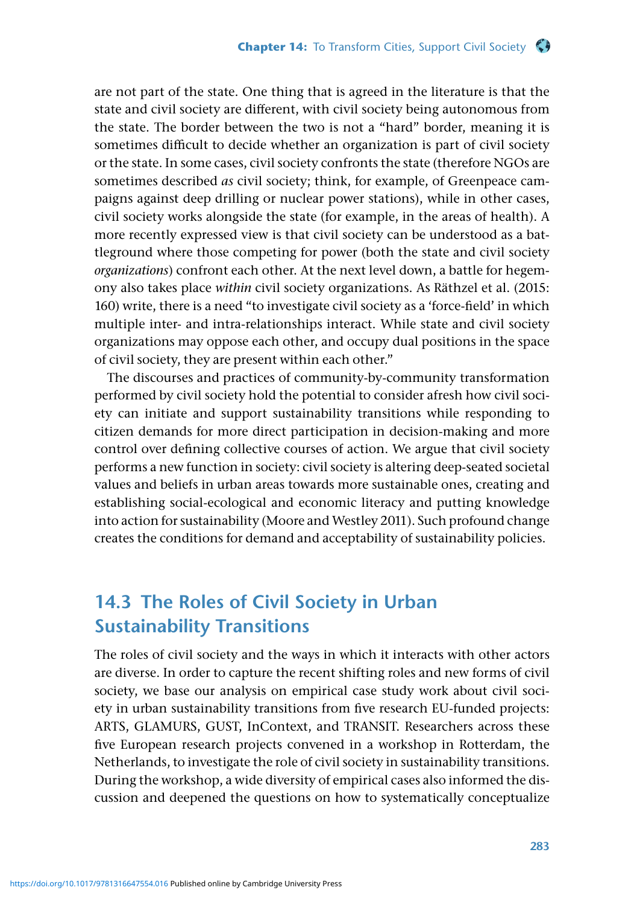are not part of the state. One thing that is agreed in the literature is that the state and civil society are different, with civil society being autonomous from the state. The border between the two is not a "hard" border, meaning it is sometimes difficult to decide whether an organization is part of civil society or the state. In some cases, civil society confronts the state (therefore NGOs are sometimes described *as* civil society; think, for example, of Greenpeace campaigns against deep drilling or nuclear power stations), while in other cases, civil society works alongside the state (for example, in the areas of health). A more recently expressed view is that civil society can be understood as a battleground where those competing for power (both the state and civil society *organizations*) confront each other. At the next level down, a battle for hegemony also takes place *within* civil society organizations. As Räthzel et al. (2015: 160) write, there is a need "to investigate civil society as a 'force-field' in which multiple inter- and intra-relationships interact. While state and civil society organizations may oppose each other, and occupy dual positions in the space of civil society, they are present within each other."

The discourses and practices of community-by-community transformation performed by civil society hold the potential to consider afresh how civil society can initiate and support sustainability transitions while responding to citizen demands for more direct participation in decision-making and more control over defining collective courses of action. We argue that civil society performs a new function in society: civil society is altering deep-seated societal values and beliefs in urban areas towards more sustainable ones, creating and establishing social-ecological and economic literacy and putting knowledge into action for sustainability (Moore and Westley 2011). Such profound change creates the conditions for demand and acceptability of sustainability policies.

## 14.3 The Roles of Civil Society in Urban Sustainability Transitions

The roles of civil society and the ways in which it interacts with other actors are diverse. In order to capture the recent shifting roles and new forms of civil society, we base our analysis on empirical case study work about civil society in urban sustainability transitions from five research EU-funded projects: ARTS, GLAMURS, GUST, InContext, and TRANSIT. Researchers across these five European research projects convened in a workshop in Rotterdam, the Netherlands, to investigate the role of civil society in sustainability transitions. During the workshop, a wide diversity of empirical cases also informed the discussion and deepened the questions on how to systematically conceptualize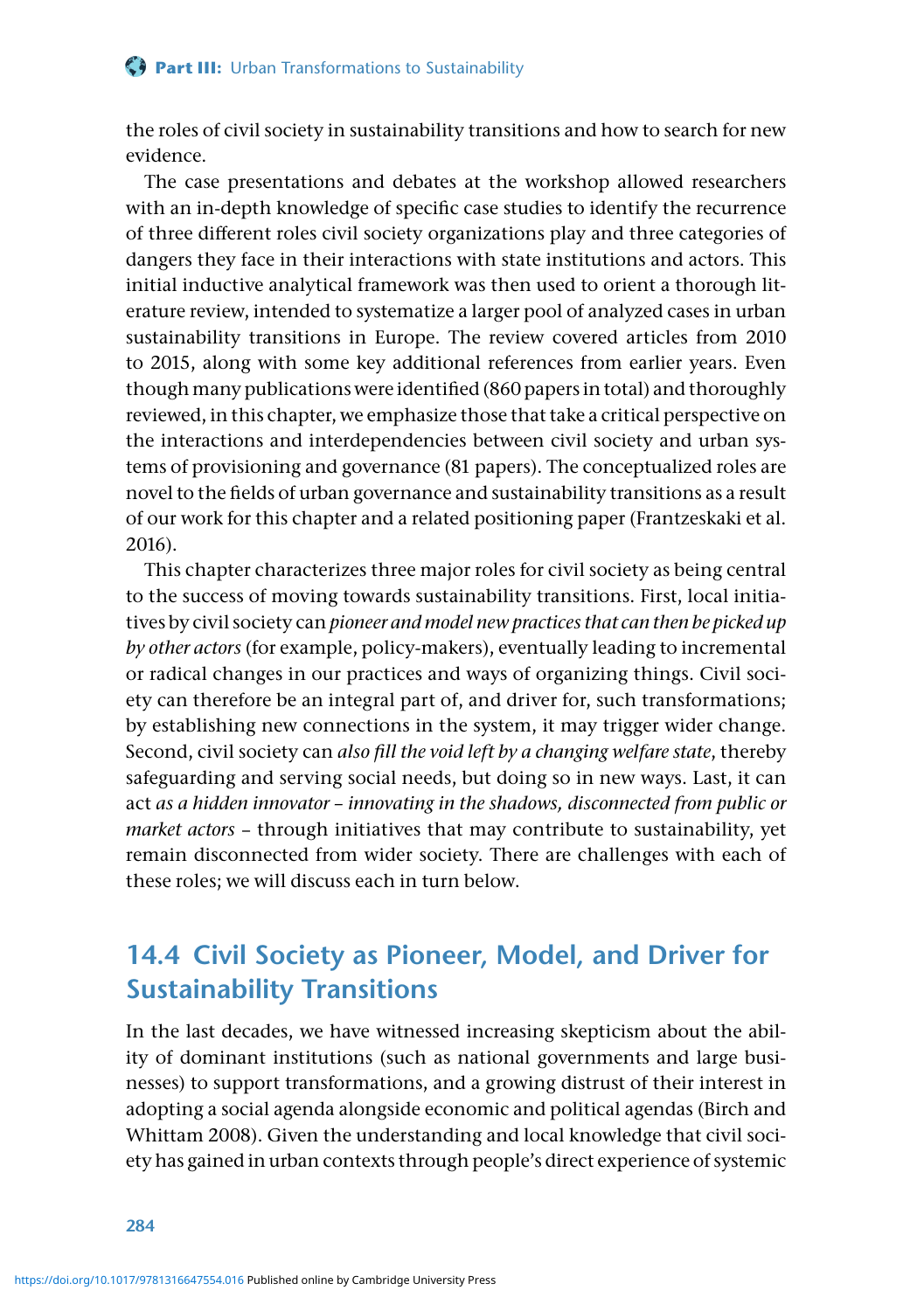the roles of civil society in sustainability transitions and how to search for new evidence.

The case presentations and debates at the workshop allowed researchers with an in-depth knowledge of specific case studies to identify the recurrence of three different roles civil society organizations play and three categories of dangers they face in their interactions with state institutions and actors. This initial inductive analytical framework was then used to orient a thorough literature review, intended to systematize a larger pool of analyzed cases in urban sustainability transitions in Europe. The review covered articles from 2010 to 2015, along with some key additional references from earlier years. Even though many publications were identified (860 papers in total) and thoroughly reviewed, in this chapter, we emphasize those that take a critical perspective on the interactions and interdependencies between civil society and urban systems of provisioning and governance (81 papers). The conceptualized roles are novel to the fields of urban governance and sustainability transitions as a result of our work for this chapter and a related positioning paper (Frantzeskaki et al. 2016).

This chapter characterizes three major roles for civil society as being central to the success of moving towards sustainability transitions. First, local initiatives by civil society can *pioneer and model new practices that can then be picked up by other actors* (for example, policy-makers), eventually leading to incremental or radical changes in our practices and ways of organizing things. Civil society can therefore be an integral part of, and driver for, such transformations; by establishing new connections in the system, it may trigger wider change. Second, civil society can *also fill the void left by a changing welfare state*, thereby safeguarding and serving social needs, but doing so in new ways. Last, it can act *as a hidden innovator – innovating in the shadows, disconnected from public or market actors* – through initiatives that may contribute to sustainability, yet remain disconnected from wider society. There are challenges with each of these roles; we will discuss each in turn below.

## 14.4 Civil Society as Pioneer, Model, and Driver for Sustainability Transitions

In the last decades, we have witnessed increasing skepticism about the ability of dominant institutions (such as national governments and large businesses) to support transformations, and a growing distrust of their interest in adopting a social agenda alongside economic and political agendas (Birch and Whittam 2008). Given the understanding and local knowledge that civil society has gained in urban contexts through people's direct experience of systemic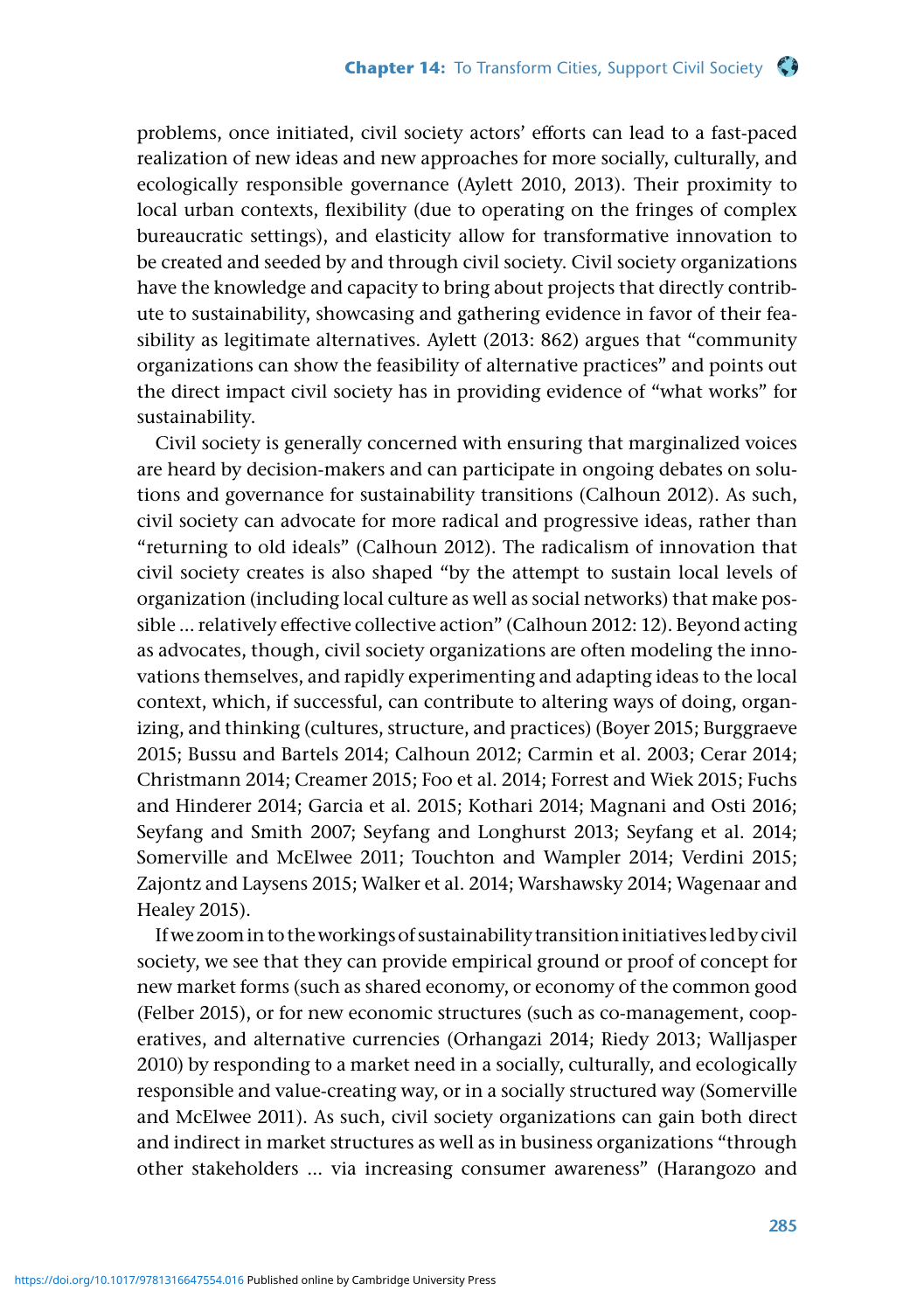problems, once initiated, civil society actors' efforts can lead to a fast-paced realization of new ideas and new approaches for more socially, culturally, and ecologically responsible governance (Aylett 2010, 2013). Their proximity to local urban contexts, flexibility (due to operating on the fringes of complex bureaucratic settings), and elasticity allow for transformative innovation to be created and seeded by and through civil society. Civil society organizations have the knowledge and capacity to bring about projects that directly contribute to sustainability, showcasing and gathering evidence in favor of their feasibility as legitimate alternatives. Aylett (2013: 862) argues that "community organizations can show the feasibility of alternative practices" and points out the direct impact civil society has in providing evidence of "what works" for sustainability.

Civil society is generally concerned with ensuring that marginalized voices are heard by decision-makers and can participate in ongoing debates on solutions and governance for sustainability transitions (Calhoun 2012). As such, civil society can advocate for more radical and progressive ideas, rather than "returning to old ideals" (Calhoun 2012). The radicalism of innovation that civil society creates is also shaped "by the attempt to sustain local levels of organization (including local culture as well as social networks) that make possible ... relatively effective collective action" (Calhoun 2012: 12). Beyond acting as advocates, though, civil society organizations are often modeling the innovations themselves, and rapidly experimenting and adapting ideas to the local context, which, if successful, can contribute to altering ways of doing, organizing, and thinking (cultures, structure, and practices) (Boyer 2015; Burggraeve 2015; Bussu and Bartels 2014; Calhoun 2012; Carmin et al. 2003; Cerar 2014; Christmann 2014; Creamer 2015; Foo et al. 2014; Forrest and Wiek 2015; Fuchs and Hinderer 2014; Garcia et al. 2015; Kothari 2014; Magnani and Osti 2016; Seyfang and Smith 2007; Seyfang and Longhurst 2013; Seyfang et al. 2014; Somerville and McElwee 2011; Touchton and Wampler 2014; Verdini 2015; Zajontz and Laysens 2015; Walker et al. 2014; Warshawsky 2014; Wagenaar and Healey 2015).

If we zoom in to the workings of sustainability transition initiatives led by civil society, we see that they can provide empirical ground or proof of concept for new market forms (such as shared economy, or economy of the common good (Felber 2015), or for new economic structures (such as co-management, cooperatives, and alternative currencies (Orhangazi 2014; Riedy 2013; Walljasper 2010) by responding to a market need in a socially, culturally, and ecologically responsible and value-creating way, or in a socially structured way (Somerville and McElwee 2011). As such, civil society organizations can gain both direct and indirect in market structures as well as in business organizations "through other stakeholders ... via increasing consumer awareness" (Harangozo and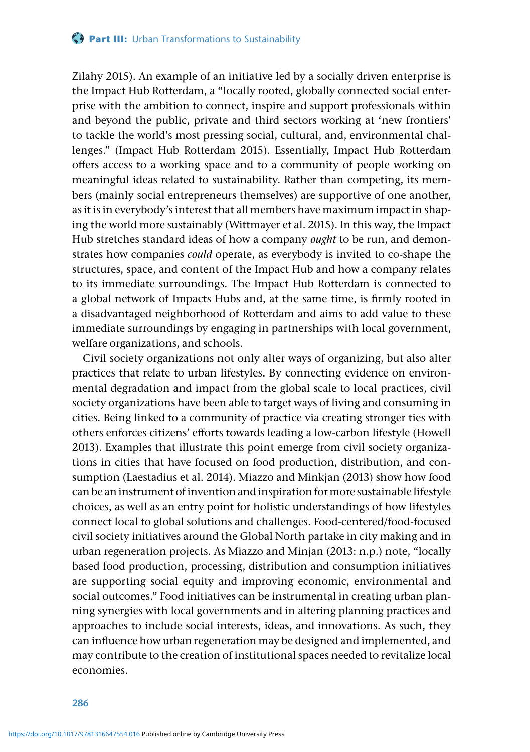Zilahy 2015). An example of an initiative led by a socially driven enterprise is the Impact Hub Rotterdam, a "locally rooted, globally connected social enterprise with the ambition to connect, inspire and support professionals within and beyond the public, private and third sectors working at 'new frontiers' to tackle the world's most pressing social, cultural, and, environmental challenges." (Impact Hub Rotterdam 2015). Essentially, Impact Hub Rotterdam offers access to a working space and to a community of people working on meaningful ideas related to sustainability. Rather than competing, its members (mainly social entrepreneurs themselves) are supportive of one another, as it is in everybody's interest that all members have maximum impact in shaping the world more sustainably (Wittmayer et al. 2015). In this way, the Impact Hub stretches standard ideas of how a company *ought* to be run, and demonstrates how companies *could* operate, as everybody is invited to co-shape the structures, space, and content of the Impact Hub and how a company relates to its immediate surroundings. The Impact Hub Rotterdam is connected to a global network of Impacts Hubs and, at the same time, is firmly rooted in a disadvantaged neighborhood of Rotterdam and aims to add value to these immediate surroundings by engaging in partnerships with local government, welfare organizations, and schools.

Civil society organizations not only alter ways of organizing, but also alter practices that relate to urban lifestyles. By connecting evidence on environmental degradation and impact from the global scale to local practices, civil society organizations have been able to target ways of living and consuming in cities. Being linked to a community of practice via creating stronger ties with others enforces citizens' efforts towards leading a low-carbon lifestyle (Howell 2013). Examples that illustrate this point emerge from civil society organizations in cities that have focused on food production, distribution, and consumption (Laestadius et al. 2014). Miazzo and Minkjan (2013) show how food can be an instrument of invention and inspiration for more sustainable lifestyle choices, as well as an entry point for holistic understandings of how lifestyles connect local to global solutions and challenges. Food-centered/food-focused civil society initiatives around the Global North partake in city making and in urban regeneration projects. As Miazzo and Minjan (2013: n.p.) note, "locally based food production, processing, distribution and consumption initiatives are supporting social equity and improving economic, environmental and social outcomes." Food initiatives can be instrumental in creating urban planning synergies with local governments and in altering planning practices and approaches to include social interests, ideas, and innovations. As such, they can influence how urban regeneration may be designed and implemented, and may contribute to the creation of institutional spaces needed to revitalize local economies.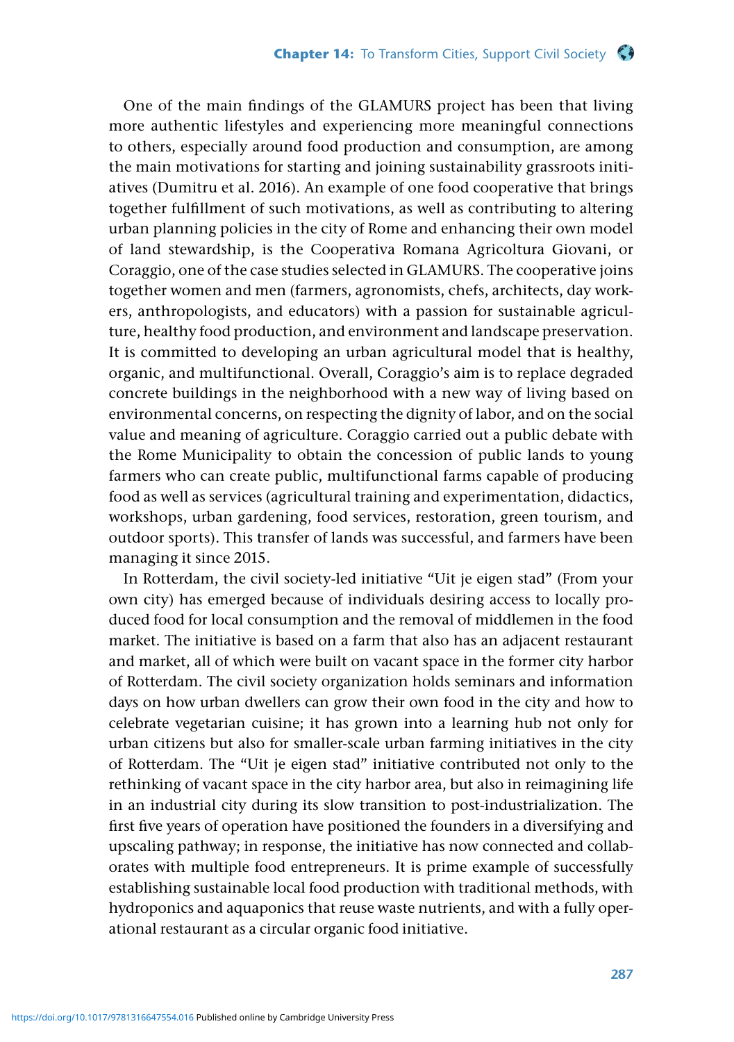One of the main findings of the GLAMURS project has been that living more authentic lifestyles and experiencing more meaningful connections to others, especially around food production and consumption, are among the main motivations for starting and joining sustainability grassroots initiatives (Dumitru et al. 2016). An example of one food cooperative that brings together fulfillment of such motivations, as well as contributing to altering urban planning policies in the city of Rome and enhancing their own model of land stewardship, is the Cooperativa Romana Agricoltura Giovani, or Coraggio, one of the case studies selected in GLAMURS. The cooperative joins together women and men (farmers, agronomists, chefs, architects, day workers, anthropologists, and educators) with a passion for sustainable agriculture, healthy food production, and environment and landscape preservation. It is committed to developing an urban agricultural model that is healthy, organic, and multifunctional. Overall, Coraggio's aim is to replace degraded concrete buildings in the neighborhood with a new way of living based on environmental concerns, on respecting the dignity of labor, and on the social value and meaning of agriculture. Coraggio carried out a public debate with the Rome Municipality to obtain the concession of public lands to young farmers who can create public, multifunctional farms capable of producing food as well as services (agricultural training and experimentation, didactics, workshops, urban gardening, food services, restoration, green tourism, and outdoor sports). This transfer of lands was successful, and farmers have been managing it since 2015.

In Rotterdam, the civil society-led initiative "Uit je eigen stad" (From your own city) has emerged because of individuals desiring access to locally produced food for local consumption and the removal of middlemen in the food market. The initiative is based on a farm that also has an adjacent restaurant and market, all of which were built on vacant space in the former city harbor of Rotterdam. The civil society organization holds seminars and information days on how urban dwellers can grow their own food in the city and how to celebrate vegetarian cuisine; it has grown into a learning hub not only for urban citizens but also for smaller-scale urban farming initiatives in the city of Rotterdam. The "Uit je eigen stad" initiative contributed not only to the rethinking of vacant space in the city harbor area, but also in reimagining life in an industrial city during its slow transition to post-industrialization. The first five years of operation have positioned the founders in a diversifying and upscaling pathway; in response, the initiative has now connected and collaborates with multiple food entrepreneurs. It is prime example of successfully establishing sustainable local food production with traditional methods, with hydroponics and aquaponics that reuse waste nutrients, and with a fully operational restaurant as a circular organic food initiative.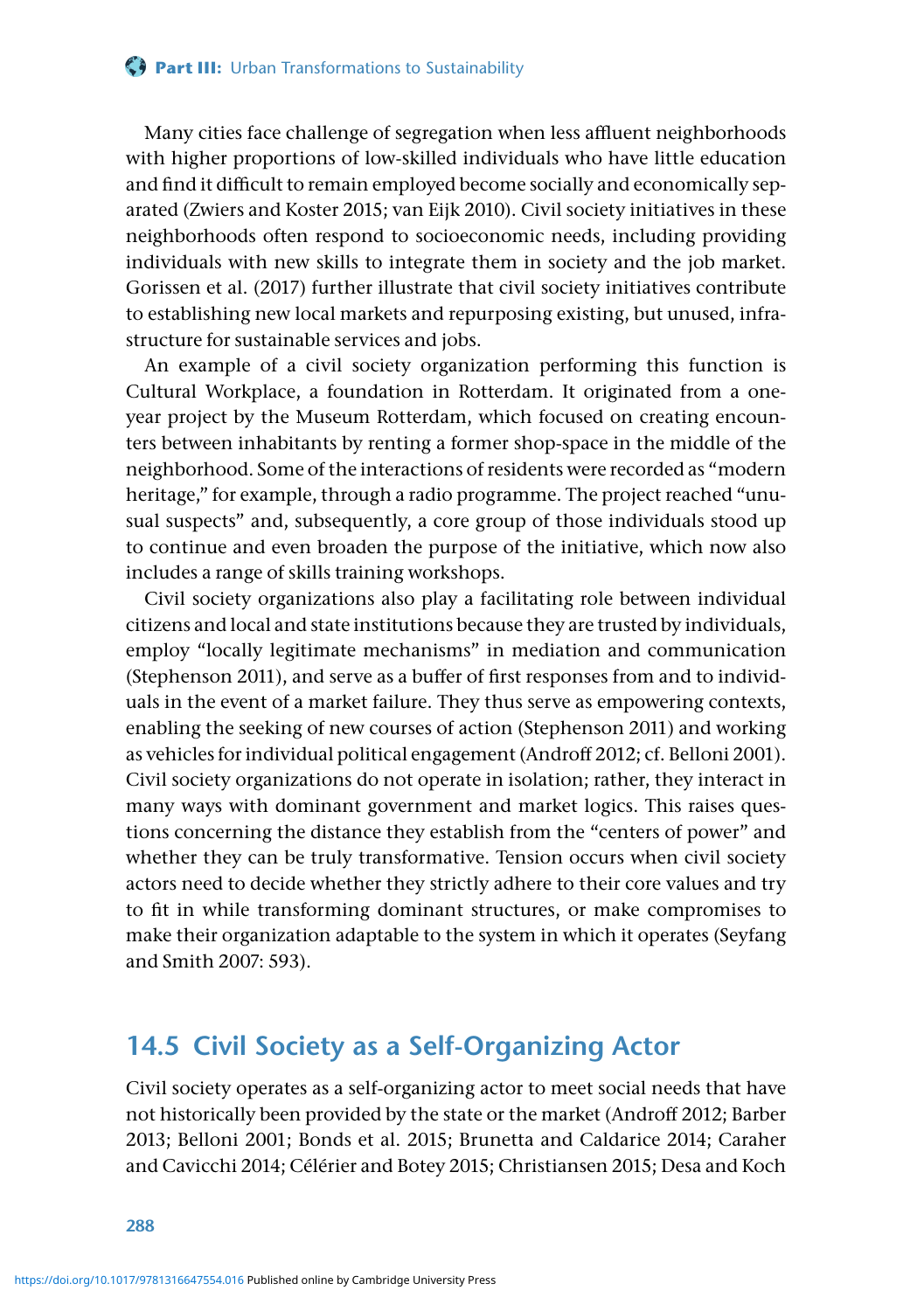Many cities face challenge of segregation when less affluent neighborhoods with higher proportions of low-skilled individuals who have little education and find it difficult to remain employed become socially and economically separated (Zwiers and Koster 2015; van Eijk 2010). Civil society initiatives in these neighborhoods often respond to socioeconomic needs, including providing individuals with new skills to integrate them in society and the job market. Gorissen et al. (2017) further illustrate that civil society initiatives contribute to establishing new local markets and repurposing existing, but unused, infrastructure for sustainable services and jobs.

An example of a civil society organization performing this function is Cultural Workplace, a foundation in Rotterdam. It originated from a one-year project by the Museum Rotterdam, which focused on creating encounters between inhabitants by renting a former shop-space in the middle of the neighborhood. Some of the interactions of residents were recorded as "modern heritage," for example, through a radio programme. The project reached "unusual suspects" and, subsequently, a core group of those individuals stood up to continue and even broaden the purpose of the initiative, which now also includes a range of skills training workshops.

Civil society organizations also play a facilitating role between individual citizens and local and state institutions because they are trusted by individuals, employ "locally legitimate mechanisms" in mediation and communication (Stephenson 2011), and serve as a buffer of first responses from and to individuals in the event of a market failure. They thus serve as empowering contexts, enabling the seeking of new courses of action (Stephenson 2011) and working as vehicles for individual political engagement (Androff 2012; cf. Belloni 2001). Civil society organizations do not operate in isolation; rather, they interact in many ways with dominant government and market logics. This raises questions concerning the distance they establish from the "centers of power" and whether they can be truly transformative. Tension occurs when civil society actors need to decide whether they strictly adhere to their core values and try to fit in while transforming dominant structures, or make compromises to make their organization adaptable to the system in which it operates (Seyfang and Smith 2007: 593).

## 14.5 Civil Society as a Self-Organizing Actor

Civil society operates as a self-organizing actor to meet social needs that have not historically been provided by the state or the market (Androff 2012; Barber 2013; Belloni 2001; Bonds et al. 2015; Brunetta and Caldarice 2014; Caraher and Cavicchi 2014; Célérier and Botey 2015; Christiansen 2015; Desa and Koch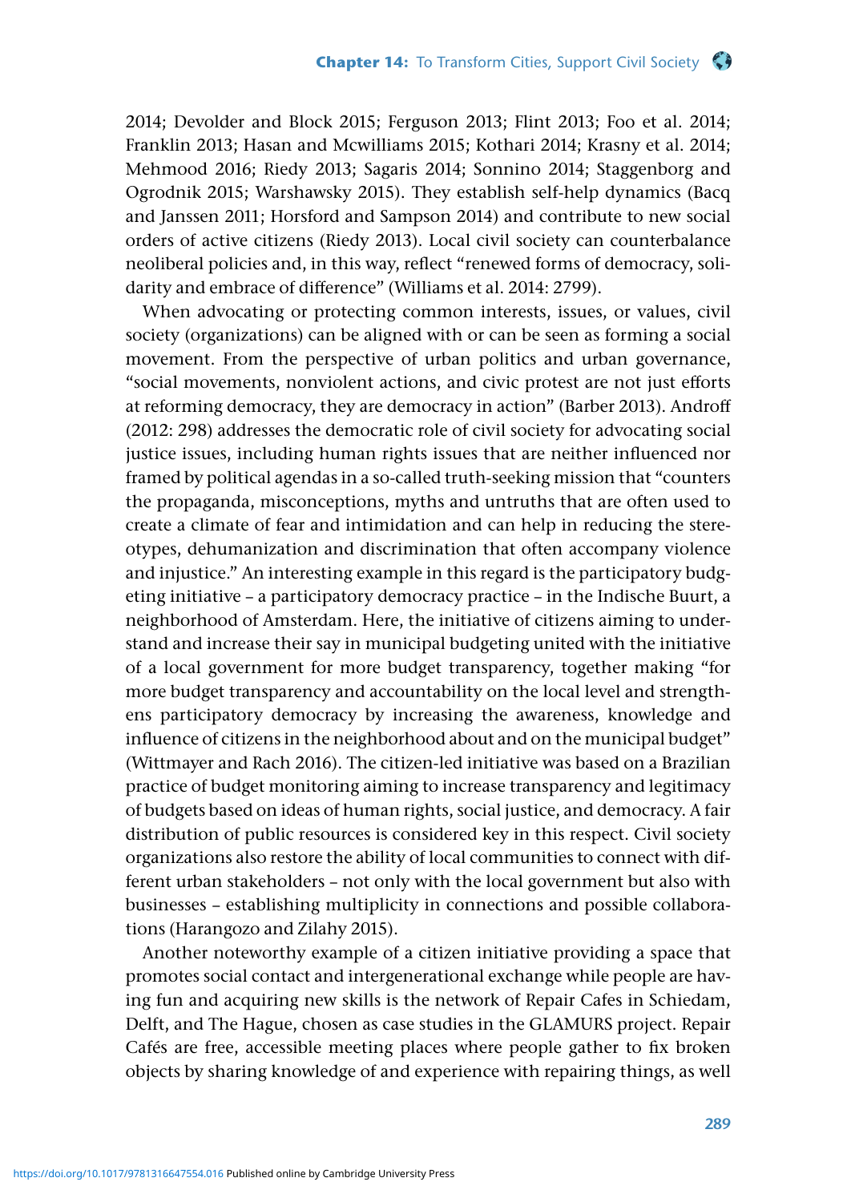2014; Devolder and Block 2015; Ferguson 2013; Flint 2013; Foo et al. 2014; Franklin 2013; Hasan and Mcwilliams 2015; Kothari 2014; Krasny et al. 2014; Mehmood 2016; Riedy 2013; Sagaris 2014; Sonnino 2014; Staggenborg and Ogrodnik 2015; Warshawsky 2015). They establish self-help dynamics (Bacq and Janssen 2011; Horsford and Sampson 2014) and contribute to new social orders of active citizens (Riedy 2013). Local civil society can counterbalance neoliberal policies and, in this way, reflect "renewed forms of democracy, solidarity and embrace of difference" (Williams et al. 2014: 2799).

When advocating or protecting common interests, issues, or values, civil society (organizations) can be aligned with or can be seen as forming a social movement. From the perspective of urban politics and urban governance, "social movements, nonviolent actions, and civic protest are not just efforts at reforming democracy, they are democracy in action" (Barber 2013). Androff (2012: 298) addresses the democratic role of civil society for advocating social justice issues, including human rights issues that are neither influenced nor framed by political agendas in a so-called truth-seeking mission that "counters the propaganda, misconceptions, myths and untruths that are often used to create a climate of fear and intimidation and can help in reducing the stereotypes, dehumanization and discrimination that often accompany violence and injustice." An interesting example in this regard is the participatory budgeting initiative – a participatory democracy practice – in the Indische Buurt, a neighborhood of Amsterdam. Here, the initiative of citizens aiming to understand and increase their say in municipal budgeting united with the initiative of a local government for more budget transparency, together making "for more budget transparency and accountability on the local level and strengthens participatory democracy by increasing the awareness, knowledge and influence of citizens in the neighborhood about and on the municipal budget" (Wittmayer and Rach 2016). The citizen-led initiative was based on a Brazilian practice of budget monitoring aiming to increase transparency and legitimacy of budgets based on ideas of human rights, social justice, and democracy. A fair distribution of public resources is considered key in this respect. Civil society organizations also restore the ability of local communities to connect with different urban stakeholders – not only with the local government but also with businesses – establishing multiplicity in connections and possible collaborations (Harangozo and Zilahy 2015).

Another noteworthy example of a citizen initiative providing a space that promotes social contact and intergenerational exchange while people are having fun and acquiring new skills is the network of Repair Cafes in Schiedam, Delft, and The Hague, chosen as case studies in the GLAMURS project. Repair Cafés are free, accessible meeting places where people gather to fix broken objects by sharing knowledge of and experience with repairing things, as well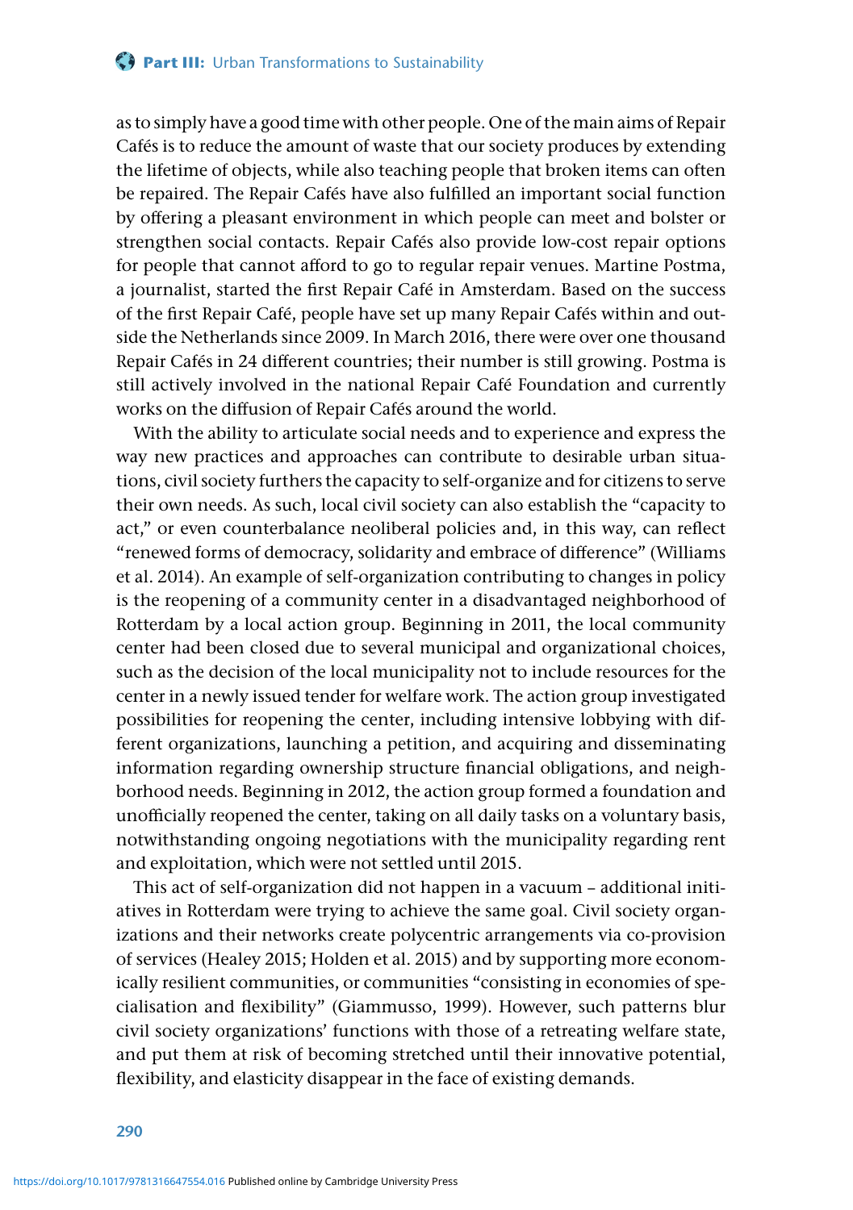as to simply have a good time with other people. One of the main aims of Repair Cafés is to reduce the amount of waste that our society produces by extending the lifetime of objects, while also teaching people that broken items can often be repaired. The Repair Cafés have also fulfilled an important social function by offering a pleasant environment in which people can meet and bolster or strengthen social contacts. Repair Cafés also provide low-cost repair options for people that cannot afford to go to regular repair venues. Martine Postma, a journalist, started the first Repair Café in Amsterdam. Based on the success of the first Repair Café, people have set up many Repair Cafés within and outside the Netherlands since 2009. In March 2016, there were over one thousand Repair Cafés in 24 different countries; their number is still growing. Postma is still actively involved in the national Repair Café Foundation and currently works on the diffusion of Repair Cafés around the world.

With the ability to articulate social needs and to experience and express the way new practices and approaches can contribute to desirable urban situations, civil society furthers the capacity to self-organize and for citizens to serve their own needs. As such, local civil society can also establish the "capacity to act," or even counterbalance neoliberal policies and, in this way, can reflect "renewed forms of democracy, solidarity and embrace of difference" (Williams et al. 2014). An example of self-organization contributing to changes in policy is the reopening of a community center in a disadvantaged neighborhood of Rotterdam by a local action group. Beginning in 2011, the local community center had been closed due to several municipal and organizational choices, such as the decision of the local municipality not to include resources for the center in a newly issued tender for welfare work. The action group investigated possibilities for reopening the center, including intensive lobbying with different organizations, launching a petition, and acquiring and disseminating information regarding ownership structure financial obligations, and neighborhood needs. Beginning in 2012, the action group formed a foundation and unofficially reopened the center, taking on all daily tasks on a voluntary basis, notwithstanding ongoing negotiations with the municipality regarding rent and exploitation, which were not settled until 2015.

This act of self-organization did not happen in a vacuum – additional initiatives in Rotterdam were trying to achieve the same goal. Civil society organizations and their networks create polycentric arrangements via co-provision of services (Healey 2015; Holden et al. 2015) and by supporting more economically resilient communities, or communities "consisting in economies of specialisation and flexibility" (Giammusso, 1999). However, such patterns blur civil society organizations' functions with those of a retreating welfare state, and put them at risk of becoming stretched until their innovative potential, flexibility, and elasticity disappear in the face of existing demands.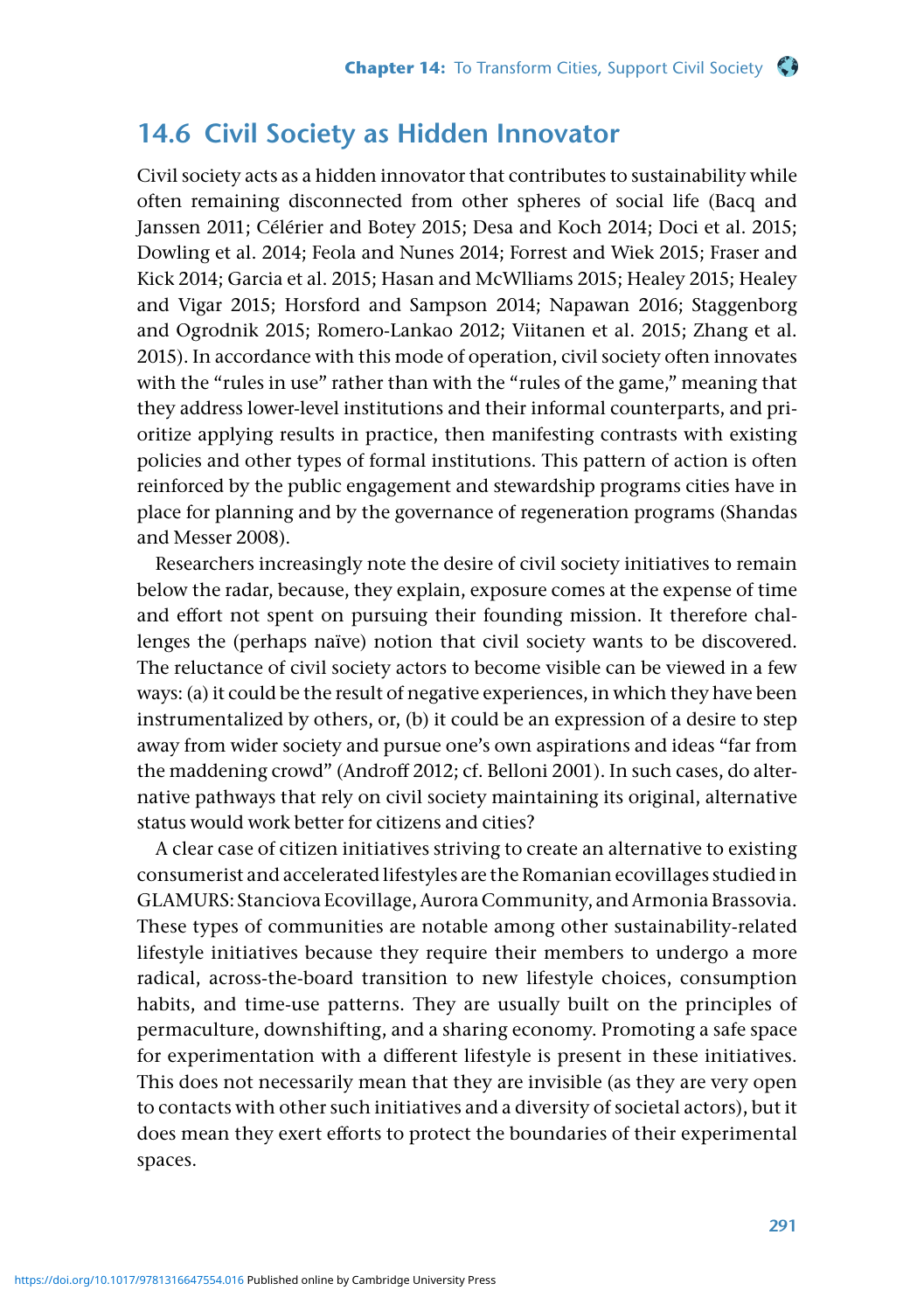## 14.6 Civil Society as Hidden Innovator

Civil society acts as a hidden innovator that contributes to sustainability while often remaining disconnected from other spheres of social life (Bacq and Janssen 2011; Célérier and Botey 2015; Desa and Koch 2014; Doci et al. 2015; Dowling et al. 2014; Feola and Nunes 2014; Forrest and Wiek 2015; Fraser and Kick 2014; Garcia et al. 2015; Hasan and McWlliams 2015; Healey 2015; Healey and Vigar 2015; Horsford and Sampson 2014; Napawan 2016; Staggenborg and Ogrodnik 2015; Romero-Lankao 2012; Viitanen et al. 2015; Zhang et al. 2015). In accordance with this mode of operation, civil society often innovates with the "rules in use" rather than with the "rules of the game," meaning that they address lower-level institutions and their informal counterparts, and prioritize applying results in practice, then manifesting contrasts with existing policies and other types of formal institutions. This pattern of action is often reinforced by the public engagement and stewardship programs cities have in place for planning and by the governance of regeneration programs (Shandas and Messer 2008).

Researchers increasingly note the desire of civil society initiatives to remain below the radar, because, they explain, exposure comes at the expense of time and effort not spent on pursuing their founding mission. It therefore challenges the (perhaps naïve) notion that civil society wants to be discovered. The reluctance of civil society actors to become visible can be viewed in a few ways: (a) it could be the result of negative experiences, in which they have been instrumentalized by others, or, (b) it could be an expression of a desire to step away from wider society and pursue one's own aspirations and ideas "far from the maddening crowd" (Androff 2012; cf. Belloni 2001). In such cases, do alternative pathways that rely on civil society maintaining its original, alternative status would work better for citizens and cities?

A clear case of citizen initiatives striving to create an alternative to existing consumerist and accelerated lifestyles are the Romanian ecovillages studied in GLAMURS: Stanciova Ecovillage, Aurora Community, and Armonia Brassovia. These types of communities are notable among other sustainability-related lifestyle initiatives because they require their members to undergo a more radical, across-the-board transition to new lifestyle choices, consumption habits, and time-use patterns. They are usually built on the principles of permaculture, downshifting, and a sharing economy. Promoting a safe space for experimentation with a different lifestyle is present in these initiatives. This does not necessarily mean that they are invisible (as they are very open to contacts with other such initiatives and a diversity of societal actors), but it does mean they exert efforts to protect the boundaries of their experimental spaces.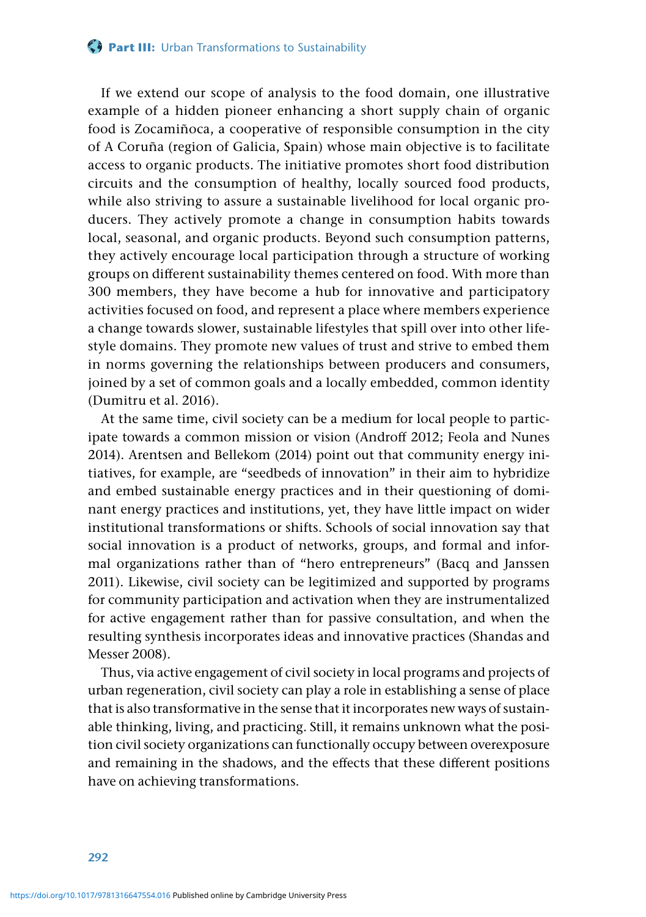If we extend our scope of analysis to the food domain, one illustrative example of a hidden pioneer enhancing a short supply chain of organic food is Zocamiñoca, a cooperative of responsible consumption in the city of A Coruña (region of Galicia, Spain) whose main objective is to facilitate access to organic products. The initiative promotes short food distribution circuits and the consumption of healthy, locally sourced food products, while also striving to assure a sustainable livelihood for local organic producers. They actively promote a change in consumption habits towards local, seasonal, and organic products. Beyond such consumption patterns, they actively encourage local participation through a structure of working groups on different sustainability themes centered on food. With more than 300 members, they have become a hub for innovative and participatory activities focused on food, and represent a place where members experience a change towards slower, sustainable lifestyles that spill over into other lifestyle domains. They promote new values of trust and strive to embed them in norms governing the relationships between producers and consumers, joined by a set of common goals and a locally embedded, common identity (Dumitru et al. 2016).

At the same time, civil society can be a medium for local people to participate towards a common mission or vision (Androff 2012; Feola and Nunes 2014). Arentsen and Bellekom (2014) point out that community energy initiatives, for example, are "seedbeds of innovation" in their aim to hybridize and embed sustainable energy practices and in their questioning of dominant energy practices and institutions, yet, they have little impact on wider institutional transformations or shifts. Schools of social innovation say that social innovation is a product of networks, groups, and formal and informal organizations rather than of "hero entrepreneurs" (Bacq and Janssen 2011). Likewise, civil society can be legitimized and supported by programs for community participation and activation when they are instrumentalized for active engagement rather than for passive consultation, and when the resulting synthesis incorporates ideas and innovative practices (Shandas and Messer 2008).

Thus, via active engagement of civil society in local programs and projects of urban regeneration, civil society can play a role in establishing a sense of place that is also transformative in the sense that it incorporates new ways of sustainable thinking, living, and practicing. Still, it remains unknown what the position civil society organizations can functionally occupy between overexposure and remaining in the shadows, and the effects that these different positions have on achieving transformations.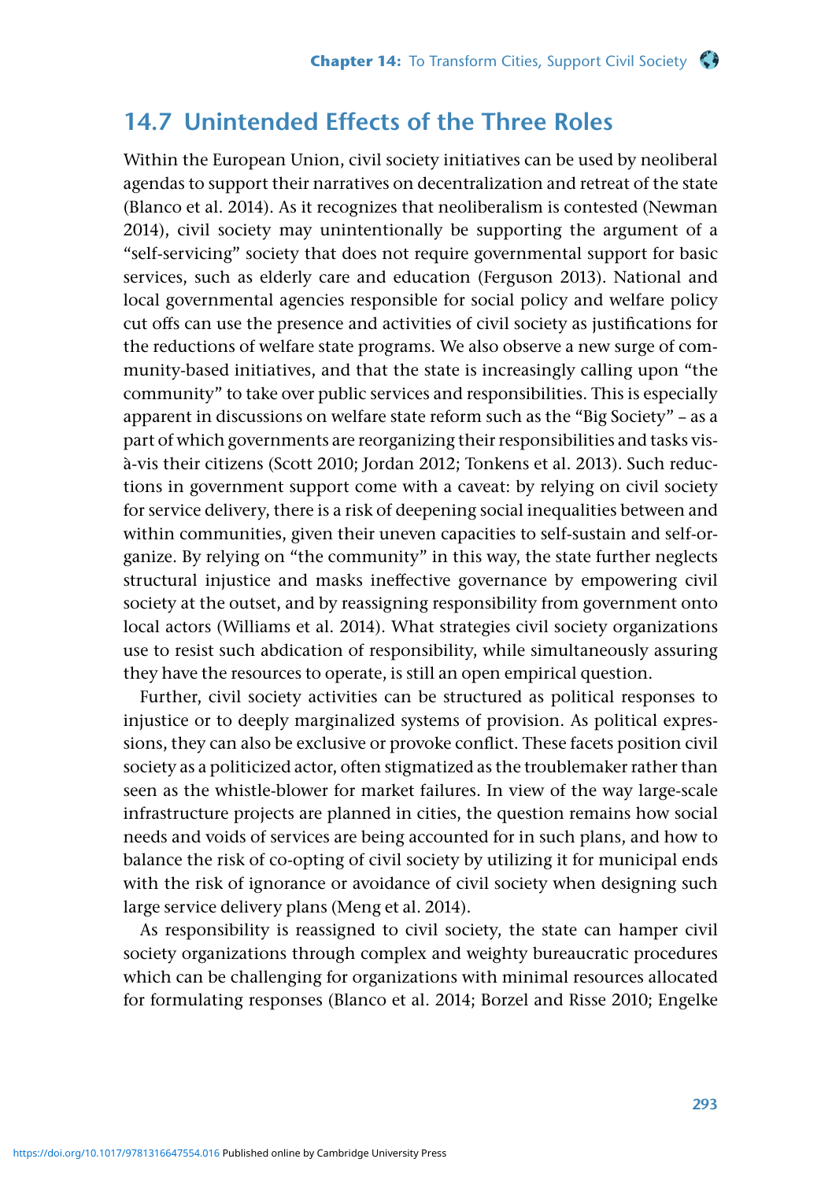## 14.7 Unintended Effects of the Three Roles

Within the European Union, civil society initiatives can be used by neoliberal agendas to support their narratives on decentralization and retreat of the state (Blanco et al. 2014). As it recognizes that neoliberalism is contested (Newman 2014), civil society may unintentionally be supporting the argument of a "self-servicing" society that does not require governmental support for basic services, such as elderly care and education (Ferguson 2013). National and local governmental agencies responsible for social policy and welfare policy cut offs can use the presence and activities of civil society as justifications for the reductions of welfare state programs. We also observe a new surge of community-based initiatives, and that the state is increasingly calling upon "the community" to take over public services and responsibilities. This is especially apparent in discussions on welfare state reform such as the "Big Society" – as a part of which governments are reorganizing their responsibilities and tasks vis-à-vis their citizens (Scott 2010; Jordan 2012; Tonkens et al. 2013). Such reductions in government support come with a caveat: by relying on civil society for service delivery, there is a risk of deepening social inequalities between and within communities, given their uneven capacities to self-sustain and self-organize. By relying on "the community" in this way, the state further neglects structural injustice and masks ineffective governance by empowering civil society at the outset, and by reassigning responsibility from government onto local actors (Williams et al. 2014). What strategies civil society organizations use to resist such abdication of responsibility, while simultaneously assuring they have the resources to operate, is still an open empirical question.

Further, civil society activities can be structured as political responses to injustice or to deeply marginalized systems of provision. As political expressions, they can also be exclusive or provoke conflict. These facets position civil society as a politicized actor, often stigmatized as the troublemaker rather than seen as the whistle-blower for market failures. In view of the way large-scale infrastructure projects are planned in cities, the question remains how social needs and voids of services are being accounted for in such plans, and how to balance the risk of co-opting of civil society by utilizing it for municipal ends with the risk of ignorance or avoidance of civil society when designing such large service delivery plans (Meng et al. 2014).

As responsibility is reassigned to civil society, the state can hamper civil society organizations through complex and weighty bureaucratic procedures which can be challenging for organizations with minimal resources allocated for formulating responses (Blanco et al. 2014; Borzel and Risse 2010; Engelke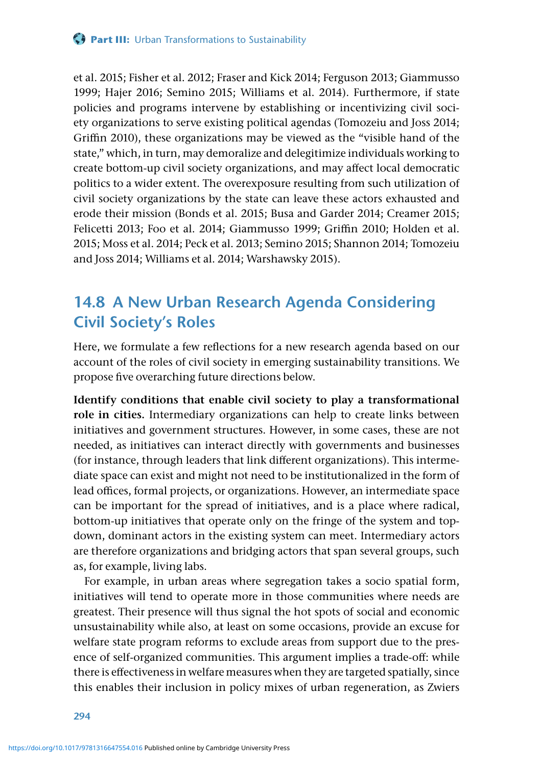et al. 2015; Fisher et al. 2012; Fraser and Kick 2014; Ferguson 2013; Giammusso 1999; Hajer 2016; Semino 2015; Williams et al. 2014). Furthermore, if state policies and programs intervene by establishing or incentivizing civil society organizations to serve existing political agendas (Tomozeiu and Joss 2014; Griffin 2010), these organizations may be viewed as the "visible hand of the state," which, in turn, may demoralize and delegitimize individuals working to create bottom-up civil society organizations, and may affect local democratic politics to a wider extent. The overexposure resulting from such utilization of civil society organizations by the state can leave these actors exhausted and erode their mission (Bonds et al. 2015; Busa and Garder 2014; Creamer 2015; Felicetti 2013; Foo et al. 2014; Giammusso 1999; Griffin 2010; Holden et al. 2015; Moss et al. 2014; Peck et al. 2013; Semino 2015; Shannon 2014; Tomozeiu and Joss 2014; Williams et al. 2014; Warshawsky 2015).

## 14.8 A New Urban Research Agenda Considering Civil Society's Roles

Here, we formulate a few reflections for a new research agenda based on our account of the roles of civil society in emerging sustainability transitions. We propose five overarching future directions below.

**Identify conditions that enable civil society to play a transformational role in cities.** Intermediary organizations can help to create links between initiatives and government structures. However, in some cases, these are not needed, as initiatives can interact directly with governments and businesses (for instance, through leaders that link different organizations). This intermediate space can exist and might not need to be institutionalized in the form of lead offices, formal projects, or organizations. However, an intermediate space can be important for the spread of initiatives, and is a place where radical, bottom-up initiatives that operate only on the fringe of the system and top-down, dominant actors in the existing system can meet. Intermediary actors are therefore organizations and bridging actors that span several groups, such as, for example, living labs.

For example, in urban areas where segregation takes a socio spatial form, initiatives will tend to operate more in those communities where needs are greatest. Their presence will thus signal the hot spots of social and economic unsustainability while also, at least on some occasions, provide an excuse for welfare state program reforms to exclude areas from support due to the presence of self-organized communities. This argument implies a trade-off: while there is effectiveness in welfare measures when they are targeted spatially, since this enables their inclusion in policy mixes of urban regeneration, as Zwiers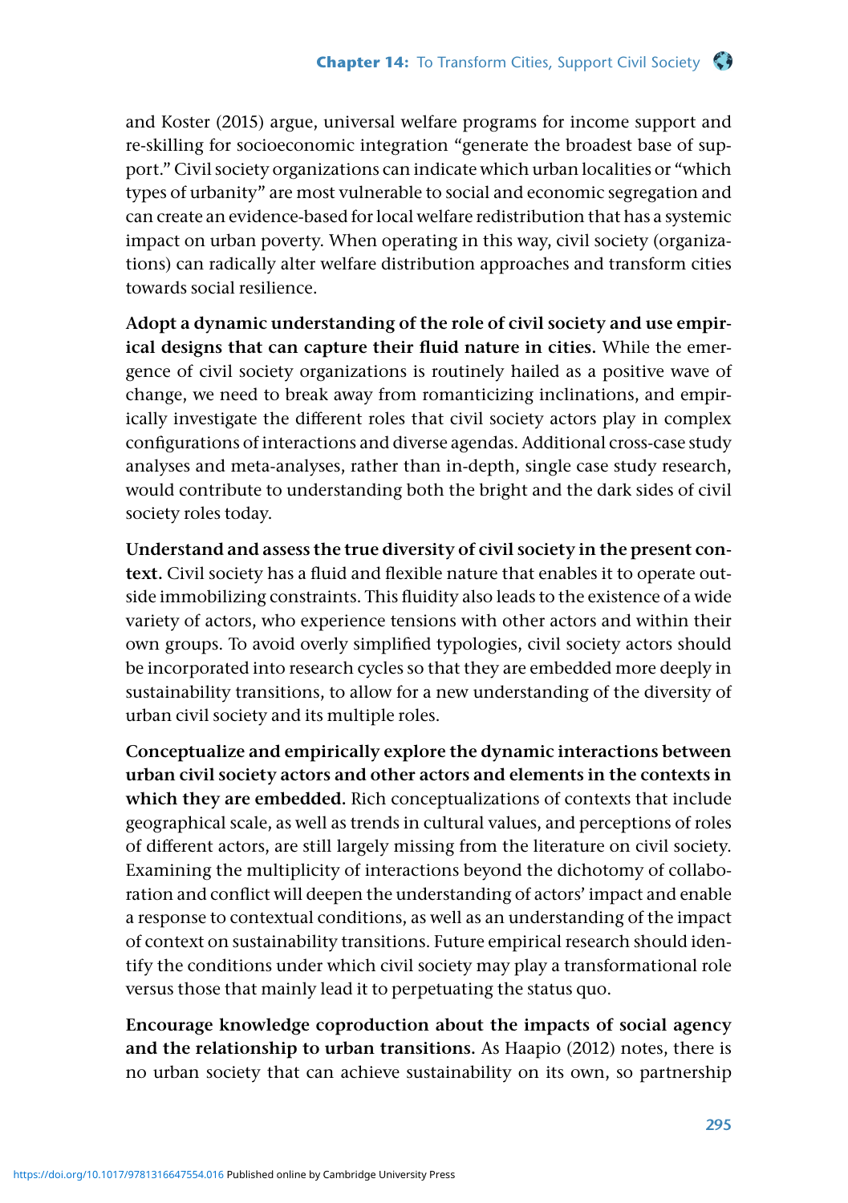and Koster (2015) argue, universal welfare programs for income support and re-skilling for socioeconomic integration "generate the broadest base of support." Civil society organizations can indicate which urban localities or "which types of urbanity" are most vulnerable to social and economic segregation and can create an evidence-based for local welfare redistribution that has a systemic impact on urban poverty. When operating in this way, civil society (organizations) can radically alter welfare distribution approaches and transform cities towards social resilience.

**Adopt a dynamic understanding of the role of civil society and use empirical designs that can capture their fluid nature in cities.** While the emergence of civil society organizations is routinely hailed as a positive wave of change, we need to break away from romanticizing inclinations, and empirically investigate the different roles that civil society actors play in complex configurations of interactions and diverse agendas. Additional cross-case study analyses and meta-analyses, rather than in-depth, single case study research, would contribute to understanding both the bright and the dark sides of civil society roles today.

**Understand and assess the true diversity of civil society in the present context.** Civil society has a fluid and flexible nature that enables it to operate outside immobilizing constraints. This fluidity also leads to the existence of a wide variety of actors, who experience tensions with other actors and within their own groups. To avoid overly simplified typologies, civil society actors should be incorporated into research cycles so that they are embedded more deeply in sustainability transitions, to allow for a new understanding of the diversity of urban civil society and its multiple roles.

**Conceptualize and empirically explore the dynamic interactions between urban civil society actors and other actors and elements in the contexts in which they are embedded.** Rich conceptualizations of contexts that include geographical scale, as well as trends in cultural values, and perceptions of roles of different actors, are still largely missing from the literature on civil society. Examining the multiplicity of interactions beyond the dichotomy of collaboration and conflict will deepen the understanding of actors' impact and enable a response to contextual conditions, as well as an understanding of the impact of context on sustainability transitions. Future empirical research should identify the conditions under which civil society may play a transformational role versus those that mainly lead it to perpetuating the status quo.

**Encourage knowledge coproduction about the impacts of social agency and the relationship to urban transitions.** As Haapio (2012) notes, there is no urban society that can achieve sustainability on its own, so partnership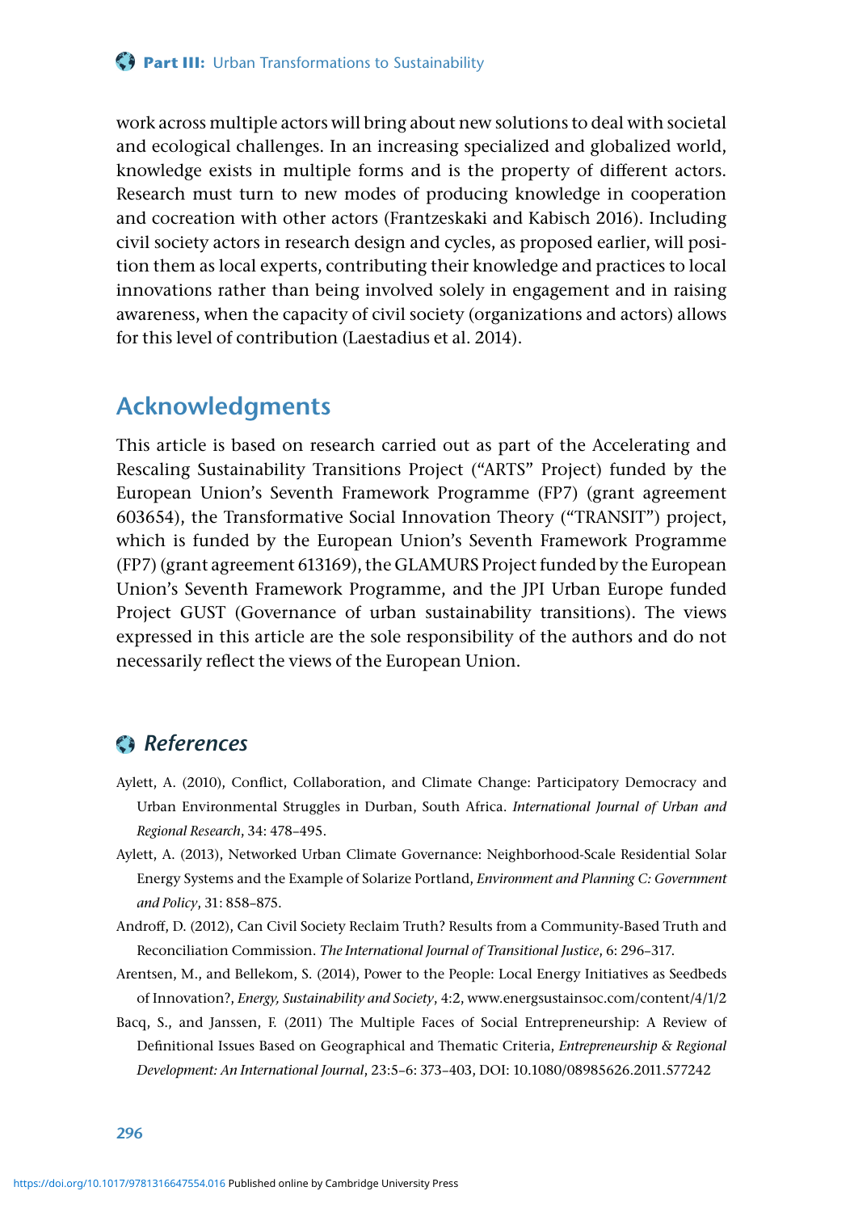work across multiple actors will bring about new solutions to deal with societal and ecological challenges. In an increasing specialized and globalized world, knowledge exists in multiple forms and is the property of different actors. Research must turn to new modes of producing knowledge in cooperation and cocreation with other actors (Frantzeskaki and Kabisch 2016). Including civil society actors in research design and cycles, as proposed earlier, will position them as local experts, contributing their knowledge and practices to local innovations rather than being involved solely in engagement and in raising awareness, when the capacity of civil society (organizations and actors) allows for this level of contribution (Laestadius et al. 2014).

## Acknowledgments

This article is based on research carried out as part of the Accelerating and Rescaling Sustainability Transitions Project ("ARTS" Project) funded by the European Union's Seventh Framework Programme (FP7) (grant agreement 603654), the Transformative Social Innovation Theory ("TRANSIT") project, which is funded by the European Union's Seventh Framework Programme (FP7) (grant agreement 613169), the GLAMURS Project funded by the European Union's Seventh Framework Programme, and the JPI Urban Europe funded Project GUST (Governance of urban sustainability transitions). The views expressed in this article are the sole responsibility of the authors and do not necessarily reflect the views of the European Union.

## *References*

Aylett, A. (2010), Conflict, Collaboration, and Climate Change: Participatory Democracy and Urban Environmental Struggles in Durban, South Africa. *International Journal of Urban and Regional Research*, 34: 478–495.

Aylett, A. (2013), Networked Urban Climate Governance: Neighborhood-Scale Residential Solar Energy Systems and the Example of Solarize Portland, *Environment and Planning C: Government and Policy*, 31: 858–875.

Androff, D. (2012), Can Civil Society Reclaim Truth? Results from a Community-Based Truth and Reconciliation Commission. *The International Journal of Transitional Justice*, 6: 296–317.

Arentsen, M., and Bellekom, S. (2014), Power to the People: Local Energy Initiatives as Seedbeds of Innovation?, *Energy, Sustainability and Society*, 4:2, www.energsustainsoc.com/content/4/1/2

Bacq, S., and Janssen, F. (2011) The Multiple Faces of Social Entrepreneurship: A Review of Definitional Issues Based on Geographical and Thematic Criteria, *Entrepreneurship & Regional Development: An International Journal*, 23:5–6: 373–403, DOI: 10.1080/08985626.2011.577242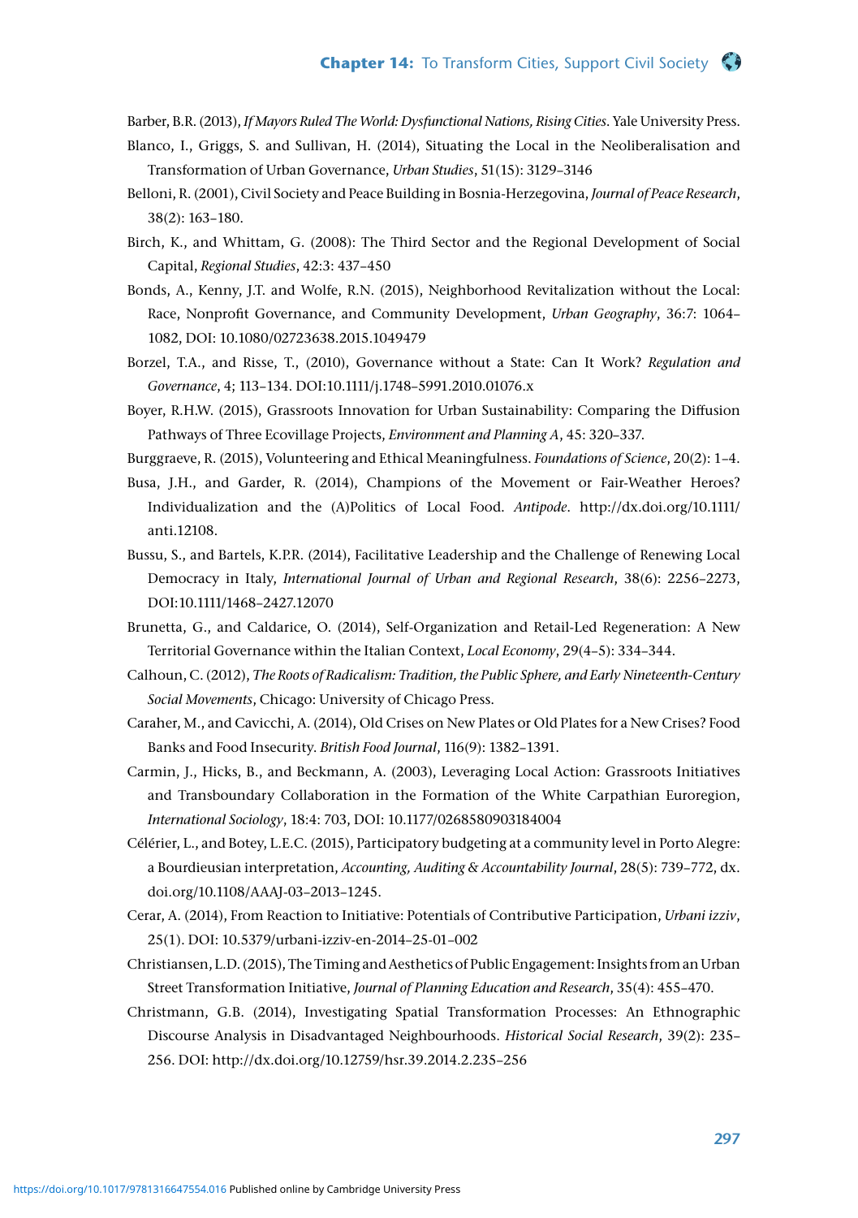Barber, B.R. (2013), *If Mayors Ruled The World: Dysfunctional Nations, Rising Cities*. Yale University Press.

Blanco, I., Griggs, S. and Sullivan, H. (2014), Situating the Local in the Neoliberalisation and Transformation of Urban Governance, *Urban Studies*, 51(15): 3129–3146

Belloni, R. (2001), Civil Society and Peace Building in Bosnia-Herzegovina, *Journal of Peace Research*, 38(2): 163–180.

Birch, K., and Whittam, G. (2008): The Third Sector and the Regional Development of Social Capital, *Regional Studies*, 42:3: 437–450

Bonds, A., Kenny, J.T. and Wolfe, R.N. (2015), Neighborhood Revitalization without the Local: Race, Nonprofit Governance, and Community Development, *Urban Geography*, 36:7: 1064–1082, DOI: 10.1080/02723638.2015.1049479

Borzel, T.A., and Risse, T., (2010), Governance without a State: Can It Work? *Regulation and Governance*, 4; 113–134. DOI:10.1111/j.1748–5991.2010.01076.x

Boyer, R.H.W. (2015), Grassroots Innovation for Urban Sustainability: Comparing the Diffusion Pathways of Three Ecovillage Projects, *Environment and Planning A*, 45: 320–337.

Burggraeve, R. (2015), Volunteering and Ethical Meaningfulness. *Foundations of Science*, 20(2): 1–4.

Busa, J.H., and Garder, R. (2014), Champions of the Movement or Fair-Weather Heroes? Individualization and the (A)Politics of Local Food. *Antipode*. http://dx.doi.org/10.1111/anti.12108.

Bussu, S., and Bartels, K.P.R. (2014), Facilitative Leadership and the Challenge of Renewing Local Democracy in Italy, *International Journal of Urban and Regional Research*, 38(6): 2256–2273, DOI:10.1111/1468–2427.12070

Brunetta, G., and Caldarice, O. (2014), Self-Organization and Retail-Led Regeneration: A New Territorial Governance within the Italian Context, *Local Economy*, 29(4–5): 334–344.

Calhoun, C. (2012), *The Roots of Radicalism: Tradition, the Public Sphere, and Early Nineteenth-Century Social Movements*, Chicago: University of Chicago Press.

Caraher, M., and Cavicchi, A. (2014), Old Crises on New Plates or Old Plates for a New Crises? Food Banks and Food Insecurity. *British Food Journal*, 116(9): 1382–1391.

Carmin, J., Hicks, B., and Beckmann, A. (2003), Leveraging Local Action: Grassroots Initiatives and Transboundary Collaboration in the Formation of the White Carpathian Euroregion, *International Sociology*, 18:4: 703, DOI: 10.1177/0268580903184004

Célérier, L., and Botey, L.E.C. (2015), Participatory budgeting at a community level in Porto Alegre: a Bourdieusian interpretation, *Accounting, Auditing & Accountability Journal*, 28(5): 739–772, dx.doi.org/10.1108/AAAJ-03–2013–1245.

Cerar, A. (2014), From Reaction to Initiative: Potentials of Contributive Participation, *Urbani izziv*, 25(1). DOI: 10.5379/urbani-izziv-en-2014–25-01–002

Christiansen, L.D. (2015), The Timing and Aesthetics of Public Engagement: Insights from an Urban Street Transformation Initiative, *Journal of Planning Education and Research*, 35(4): 455–470.

Christmann, G.B. (2014), Investigating Spatial Transformation Processes: An Ethnographic Discourse Analysis in Disadvantaged Neighbourhoods. *Historical Social Research*, 39(2): 235–256. DOI: http://dx.doi.org/10.12759/hsr.39.2014.2.235–256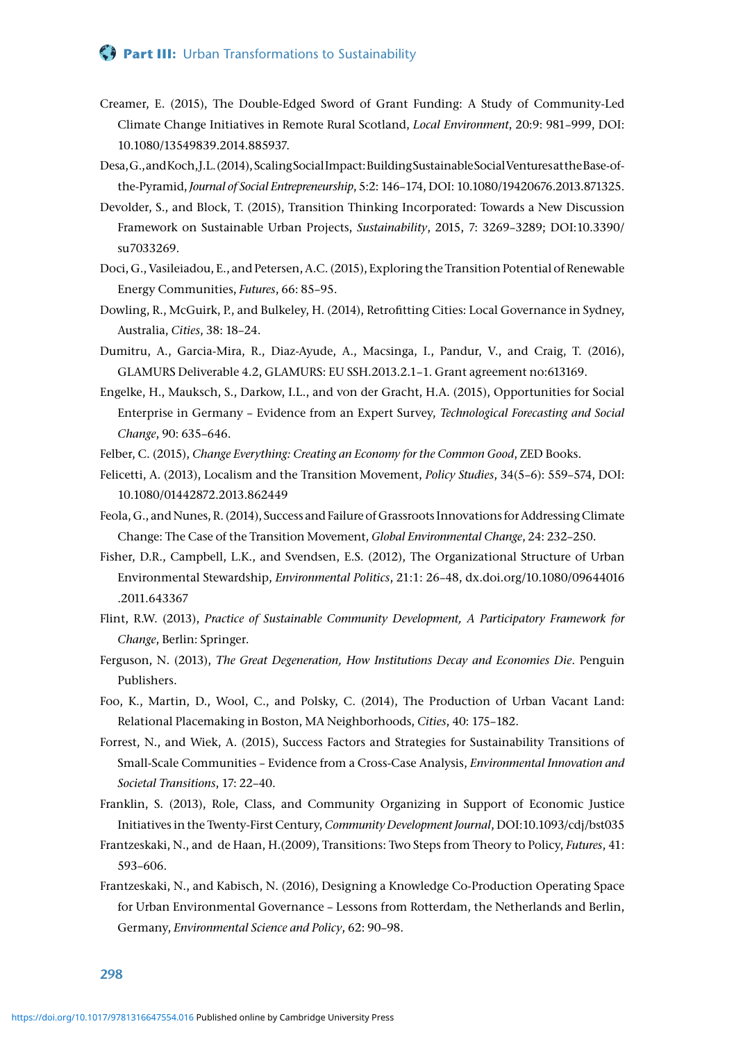Creamer, E. (2015), The Double-Edged Sword of Grant Funding: A Study of Community-Led Climate Change Initiatives in Remote Rural Scotland, *Local Environment*, 20:9: 981–999, DOI: 10.1080/13549839.2014.885937.

Desa, G., and Koch, J.L. (2014), Scaling Social Impact: Building Sustainable Social Ventures at the Base-of-the-Pyramid, *Journal of Social Entrepreneurship*, 5:2: 146–174, DOI: 10.1080/19420676.2013.871325.

Devolder, S., and Block, T. (2015), Transition Thinking Incorporated: Towards a New Discussion Framework on Sustainable Urban Projects, *Sustainability*, 2015, 7: 3269–3289; DOI:10.3390/su7033269.

Doci, G., Vasileiadou, E., and Petersen, A.C. (2015), Exploring the Transition Potential of Renewable Energy Communities, *Futures*, 66: 85–95.

Dowling, R., McGuirk, P., and Bulkeley, H. (2014), Retrofitting Cities: Local Governance in Sydney, Australia, *Cities*, 38: 18–24.

Dumitru, A., Garcia-Mira, R., Diaz-Ayude, A., Macsinga, I., Pandur, V., and Craig, T. (2016), GLAMURS Deliverable 4.2, GLAMURS: EU SSH.2013.2.1–1. Grant agreement no:613169.

Engelke, H., Mauksch, S., Darkow, I.L., and von der Gracht, H.A. (2015), Opportunities for Social Enterprise in Germany – Evidence from an Expert Survey, *Technological Forecasting and Social Change*, 90: 635–646.

Felber, C. (2015), *Change Everything: Creating an Economy for the Common Good*, ZED Books.

Felicetti, A. (2013), Localism and the Transition Movement, *Policy Studies*, 34(5–6): 559–574, DOI: 10.1080/01442872.2013.862449

Feola, G., and Nunes, R. (2014), Success and Failure of Grassroots Innovations for Addressing Climate Change: The Case of the Transition Movement, *Global Environmental Change*, 24: 232–250.

Fisher, D.R., Campbell, L.K., and Svendsen, E.S. (2012), The Organizational Structure of Urban Environmental Stewardship, *Environmental Politics*, 21:1: 26–48, dx.doi.org/10.1080/09644016.2011.643367

Flint, R.W. (2013), *Practice of Sustainable Community Development, A Participatory Framework for Change*, Berlin: Springer.

Ferguson, N. (2013), *The Great Degeneration, How Institutions Decay and Economies Die*. Penguin Publishers.

Foo, K., Martin, D., Wool, C., and Polsky, C. (2014), The Production of Urban Vacant Land: Relational Placemaking in Boston, MA Neighborhoods, *Cities*, 40: 175–182.

Forrest, N., and Wiek, A. (2015), Success Factors and Strategies for Sustainability Transitions of Small-Scale Communities – Evidence from a Cross-Case Analysis, *Environmental Innovation and Societal Transitions*, 17: 22–40.

Franklin, S. (2013), Role, Class, and Community Organizing in Support of Economic Justice Initiatives in the Twenty-First Century, *Community Development Journal*, DOI:10.1093/cdj/bst035

Frantzeskaki, N., and de Haan, H.(2009), Transitions: Two Steps from Theory to Policy, *Futures*, 41: 593–606.

Frantzeskaki, N., and Kabisch, N. (2016), Designing a Knowledge Co-Production Operating Space for Urban Environmental Governance – Lessons from Rotterdam, the Netherlands and Berlin, Germany, *Environmental Science and Policy*, 62: 90–98.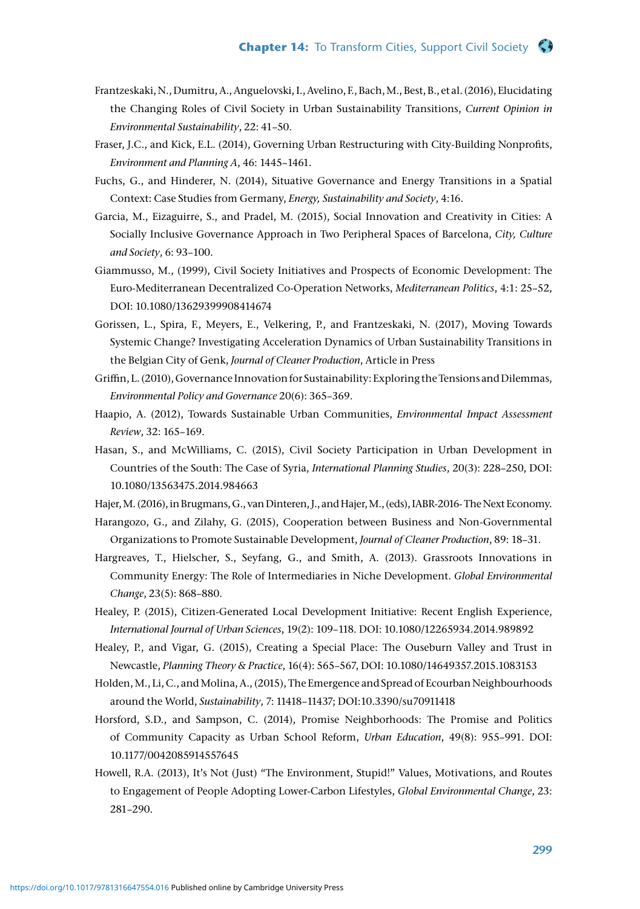Frantzeskaki, N., Dumitru, A., Anguelovski, I., Avelino, F., Bach, M., Best, B., et al. (2016), Elucidating the Changing Roles of Civil Society in Urban Sustainability Transitions, *Current Opinion in Environmental Sustainability*, 22: 41–50.

Fraser, J.C., and Kick, E.L. (2014), Governing Urban Restructuring with City-Building Nonprofits, *Environment and Planning A*, 46: 1445–1461.

Fuchs, G., and Hinderer, N. (2014), Situative Governance and Energy Transitions in a Spatial Context: Case Studies from Germany, *Energy, Sustainability and Society*, 4:16.

Garcia, M., Eizaguirre, S., and Pradel, M. (2015), Social Innovation and Creativity in Cities: A Socially Inclusive Governance Approach in Two Peripheral Spaces of Barcelona, *City, Culture and Society*, 6: 93–100.

Giammusso, M., (1999), Civil Society Initiatives and Prospects of Economic Development: The Euro-Mediterranean Decentralized Co-Operation Networks, *Mediterranean Politics*, 4:1: 25–52, DOI: 10.1080/13629399908414674

Gorissen, L., Spira, F., Meyers, E., Velkering, P., and Frantzeskaki, N. (2017), Moving Towards Systemic Change? Investigating Acceleration Dynamics of Urban Sustainability Transitions in the Belgian City of Genk, *Journal of Cleaner Production*, Article in Press

Griffin, L. (2010), Governance Innovation for Sustainability: Exploring the Tensions and Dilemmas, *Environmental Policy and Governance* 20(6): 365–369.

Haapio, A. (2012), Towards Sustainable Urban Communities, *Environmental Impact Assessment Review*, 32: 165–169.

Hasan, S., and McWilliams, C. (2015), Civil Society Participation in Urban Development in Countries of the South: The Case of Syria, *International Planning Studies*, 20(3): 228–250, DOI: 10.1080/13563475.2014.984663

Hajer, M. (2016), in Brugmans, G., van Dinteren, J., and Hajer, M., (eds), IABR-2016- The Next Economy.

Harangozo, G., and Zilahy, G. (2015), Cooperation between Business and Non-Governmental Organizations to Promote Sustainable Development, *Journal of Cleaner Production*, 89: 18–31.

Hargreaves, T., Hielscher, S., Seyfang, G., and Smith, A. (2013). Grassroots Innovations in Community Energy: The Role of Intermediaries in Niche Development. *Global Environmental Change*, 23(5): 868–880.

Healey, P. (2015), Citizen-Generated Local Development Initiative: Recent English Experience, *International Journal of Urban Sciences*, 19(2): 109–118. DOI: 10.1080/12265934.2014.989892

Healey, P., and Vigar, G. (2015), Creating a Special Place: The Ouseburn Valley and Trust in Newcastle, *Planning Theory & Practice*, 16(4): 565–567, DOI: 10.1080/14649357.2015.1083153

Holden, M., Li, C., and Molina, A., (2015), The Emergence and Spread of Ecourban Neighbourhoods around the World, *Sustainability*, 7: 11418–11437; DOI:10.3390/su70911418

Horsford, S.D., and Sampson, C. (2014), Promise Neighborhoods: The Promise and Politics of Community Capacity as Urban School Reform, *Urban Education*, 49(8): 955–991. DOI: 10.1177/0042085914557645

Howell, R.A. (2013), It's Not (Just) "The Environment, Stupid!" Values, Motivations, and Routes to Engagement of People Adopting Lower-Carbon Lifestyles, *Global Environmental Change*, 23: 281–290.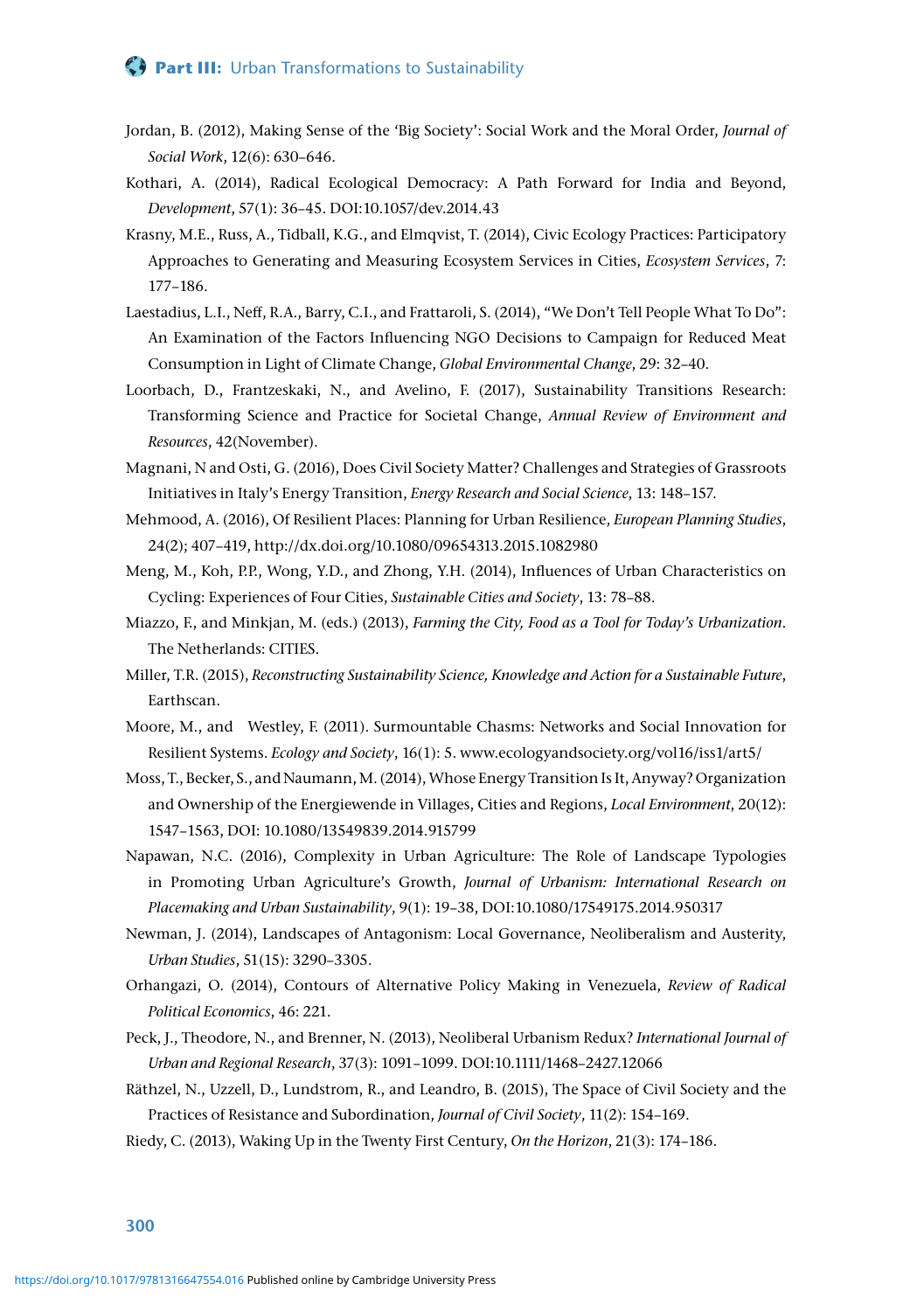Jordan, B. (2012), Making Sense of the 'Big Society': Social Work and the Moral Order, *Journal of Social Work*, 12(6): 630–646.

Kothari, A. (2014), Radical Ecological Democracy: A Path Forward for India and Beyond, *Development*, 57(1): 36–45. DOI:10.1057/dev.2014.43

Krasny, M.E., Russ, A., Tidball, K.G., and Elmqvist, T. (2014), Civic Ecology Practices: Participatory Approaches to Generating and Measuring Ecosystem Services in Cities, *Ecosystem Services*, 7: 177–186.

Laestadius, L.I., Neff, R.A., Barry, C.I., and Frattaroli, S. (2014), "We Don't Tell People What To Do": An Examination of the Factors Influencing NGO Decisions to Campaign for Reduced Meat Consumption in Light of Climate Change, *Global Environmental Change*, 29: 32–40.

Loorbach, D., Frantzeskaki, N., and Avelino, F. (2017), Sustainability Transitions Research: Transforming Science and Practice for Societal Change, *Annual Review of Environment and Resources*, 42(November).

Magnani, N and Osti, G. (2016), Does Civil Society Matter? Challenges and Strategies of Grassroots Initiatives in Italy's Energy Transition, *Energy Research and Social Science*, 13: 148–157.

Mehmood, A. (2016), Of Resilient Places: Planning for Urban Resilience, *European Planning Studies*, 24(2); 407–419, http://dx.doi.org/10.1080/09654313.2015.1082980

Meng, M., Koh, P.P., Wong, Y.D., and Zhong, Y.H. (2014), Influences of Urban Characteristics on Cycling: Experiences of Four Cities, *Sustainable Cities and Society*, 13: 78–88.

Miazzo, F., and Minkjan, M. (eds.) (2013), *Farming the City, Food as a Tool for Today's Urbanization*. The Netherlands: CITIES.

Miller, T.R. (2015), *Reconstructing Sustainability Science, Knowledge and Action for a Sustainable Future*, Earthscan.

Moore, M., and Westley, F. (2011). Surmountable Chasms: Networks and Social Innovation for Resilient Systems. *Ecology and Society*, 16(1): 5. www.ecologyandsociety.org/vol16/iss1/art5/

Moss, T., Becker, S., and Naumann, M. (2014), Whose Energy Transition Is It, Anyway? Organization and Ownership of the Energiewende in Villages, Cities and Regions, *Local Environment*, 20(12): 1547–1563, DOI: 10.1080/13549839.2014.915799

Napawan, N.C. (2016), Complexity in Urban Agriculture: The Role of Landscape Typologies in Promoting Urban Agriculture's Growth, *Journal of Urbanism: International Research on Placemaking and Urban Sustainability*, 9(1): 19–38, DOI:10.1080/17549175.2014.950317

Newman, J. (2014), Landscapes of Antagonism: Local Governance, Neoliberalism and Austerity, *Urban Studies*, 51(15): 3290–3305.

Orhangazi, O. (2014), Contours of Alternative Policy Making in Venezuela, *Review of Radical Political Economics*, 46: 221.

Peck, J., Theodore, N., and Brenner, N. (2013), Neoliberal Urbanism Redux? *International Journal of Urban and Regional Research*, 37(3): 1091–1099. DOI:10.1111/1468–2427.12066

Räthzel, N., Uzzell, D., Lundstrom, R., and Leandro, B. (2015), The Space of Civil Society and the Practices of Resistance and Subordination, *Journal of Civil Society*, 11(2): 154–169.

Riedy, C. (2013), Waking Up in the Twenty First Century, *On the Horizon*, 21(3): 174–186.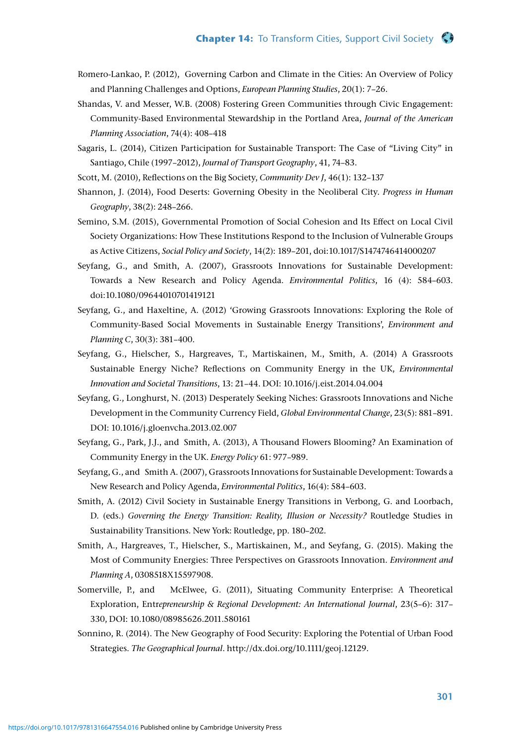Romero-Lankao, P. (2012), Governing Carbon and Climate in the Cities: An Overview of Policy and Planning Challenges and Options, *European Planning Studies*, 20(1): 7–26.

Shandas, V. and Messer, W.B. (2008) Fostering Green Communities through Civic Engagement: Community-Based Environmental Stewardship in the Portland Area, *Journal of the American Planning Association*, 74(4): 408–418

Sagaris, L. (2014), Citizen Participation for Sustainable Transport: The Case of "Living City" in Santiago, Chile (1997–2012), *Journal of Transport Geography*, 41, 74–83.

Scott, M. (2010), Reflections on the Big Society, *Community Dev J*, 46(1): 132–137

Shannon, J. (2014), Food Deserts: Governing Obesity in the Neoliberal City. *Progress in Human Geography*, 38(2): 248–266.

Semino, S.M. (2015), Governmental Promotion of Social Cohesion and Its Effect on Local Civil Society Organizations: How These Institutions Respond to the Inclusion of Vulnerable Groups as Active Citizens, *Social Policy and Society*, 14(2): 189–201, doi:10.1017/S1474746414000207

Seyfang, G., and Smith, A. (2007), Grassroots Innovations for Sustainable Development: Towards a New Research and Policy Agenda. *Environmental Politics*, 16 (4): 584–603. doi:10.1080/09644010701419121

Seyfang, G., and Haxeltine, A. (2012) 'Growing Grassroots Innovations: Exploring the Role of Community-Based Social Movements in Sustainable Energy Transitions', *Environment and Planning C*, 30(3): 381–400.

Seyfang, G., Hielscher, S., Hargreaves, T., Martiskainen, M., Smith, A. (2014) A Grassroots Sustainable Energy Niche? Reflections on Community Energy in the UK, *Environmental Innovation and Societal Transitions*, 13: 21–44. DOI: 10.1016/j.eist.2014.04.004

Seyfang, G., Longhurst, N. (2013) Desperately Seeking Niches: Grassroots Innovations and Niche Development in the Community Currency Field, *Global Environmental Change*, 23(5): 881–891. DOI: 10.1016/j.gloenvcha.2013.02.007

Seyfang, G., Park, J.J., and Smith, A. (2013), A Thousand Flowers Blooming? An Examination of Community Energy in the UK. *Energy Policy* 61: 977–989.

Seyfang, G., and Smith A. (2007), Grassroots Innovations for Sustainable Development: Towards a New Research and Policy Agenda, *Environmental Politics*, 16(4): 584–603.

Smith, A. (2012) Civil Society in Sustainable Energy Transitions in Verbong, G. and Loorbach, D. (eds.) *Governing the Energy Transition: Reality, Illusion or Necessity?* Routledge Studies in Sustainability Transitions. New York: Routledge, pp. 180–202.

Smith, A., Hargreaves, T., Hielscher, S., Martiskainen, M., and Seyfang, G. (2015). Making the Most of Community Energies: Three Perspectives on Grassroots Innovation. *Environment and Planning A*, 0308518X15597908.

Somerville, P., and McElwee, G. (2011), Situating Community Enterprise: A Theoretical Exploration, *Entrepreneurship & Regional Development: An International Journal*, 23(5–6): 317–330, DOI: 10.1080/08985626.2011.580161

Sonnino, R. (2014). The New Geography of Food Security: Exploring the Potential of Urban Food Strategies. *The Geographical Journal*. http://dx.doi.org/10.1111/geoj.12129.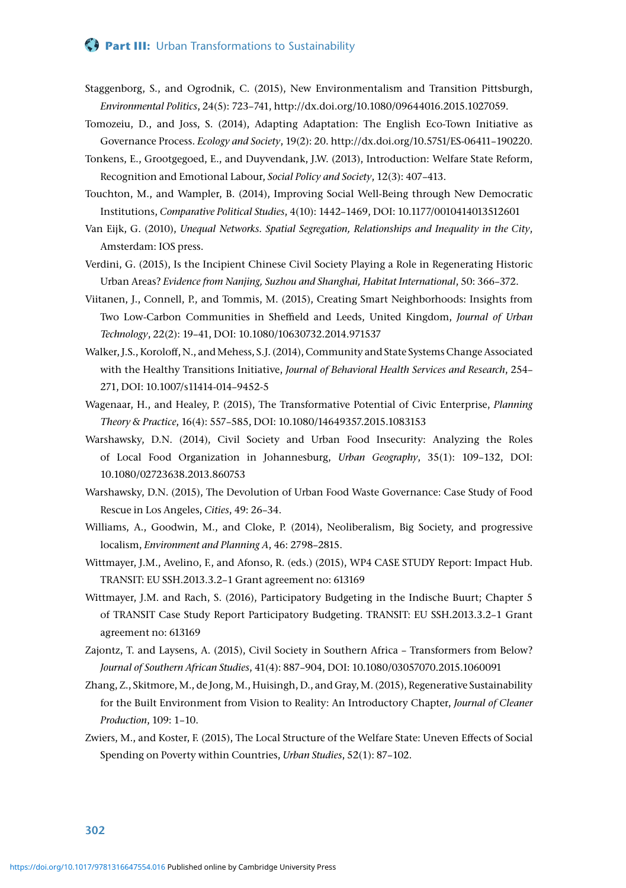Staggenborg, S., and Ogrodnik, C. (2015), New Environmentalism and Transition Pittsburgh, *Environmental Politics*, 24(5): 723–741, http://dx.doi.org/10.1080/09644016.2015.1027059.

Tomozeiu, D., and Joss, S. (2014), Adapting Adaptation: The English Eco-Town Initiative as Governance Process. *Ecology and Society*, 19(2): 20. http://dx.doi.org/10.5751/ES-06411–190220.

Tonkens, E., Grootgegoed, E., and Duyvendank, J.W. (2013), Introduction: Welfare State Reform, Recognition and Emotional Labour, *Social Policy and Society*, 12(3): 407–413.

Touchton, M., and Wampler, B. (2014), Improving Social Well-Being through New Democratic Institutions, *Comparative Political Studies*, 4(10): 1442–1469, DOI: 10.1177/0010414013512601

Van Eijk, G. (2010), *Unequal Networks. Spatial Segregation, Relationships and Inequality in the City*, Amsterdam: IOS press.

Verdini, G. (2015), Is the Incipient Chinese Civil Society Playing a Role in Regenerating Historic Urban Areas? *Evidence from Nanjing, Suzhou and Shanghai, Habitat International*, 50: 366–372.

Viitanen, J., Connell, P., and Tommis, M. (2015), Creating Smart Neighborhoods: Insights from Two Low-Carbon Communities in Sheffield and Leeds, United Kingdom, *Journal of Urban Technology*, 22(2): 19–41, DOI: 10.1080/10630732.2014.971537

Walker, J.S., Koroloff, N., and Mehess, S.J. (2014), Community and State Systems Change Associated with the Healthy Transitions Initiative, *Journal of Behavioral Health Services and Research*, 254–271, DOI: 10.1007/s11414-014-9452-5

Wagenaar, H., and Healey, P. (2015), The Transformative Potential of Civic Enterprise, *Planning Theory & Practice*, 16(4): 557–585, DOI: 10.1080/14649357.2015.1083153

Warshawsky, D.N. (2014), Civil Society and Urban Food Insecurity: Analyzing the Roles of Local Food Organization in Johannesburg, *Urban Geography*, 35(1): 109–132, DOI: 10.1080/02723638.2013.860753

Warshawsky, D.N. (2015), The Devolution of Urban Food Waste Governance: Case Study of Food Rescue in Los Angeles, *Cities*, 49: 26–34.

Williams, A., Goodwin, M., and Cloke, P. (2014), Neoliberalism, Big Society, and progressive localism, *Environment and Planning A*, 46: 2798–2815.

Wittmayer, J.M., Avelino, F., and Afonso, R. (eds.) (2015), WP4 CASE STUDY Report: Impact Hub. TRANSIT: EU SSH.2013.3.2–1 Grant agreement no: 613169

Wittmayer, J.M. and Rach, S. (2016), Participatory Budgeting in the Indische Buurt; Chapter 5 of TRANSIT Case Study Report Participatory Budgeting. TRANSIT: EU SSH.2013.3.2–1 Grant agreement no: 613169

Zajontz, T. and Laysens, A. (2015), Civil Society in Southern Africa – Transformers from Below? *Journal of Southern African Studies*, 41(4): 887–904, DOI: 10.1080/03057070.2015.1060091

Zhang, Z., Skitmore, M., de Jong, M., Huisingh, D., and Gray, M. (2015), Regenerative Sustainability for the Built Environment from Vision to Reality: An Introductory Chapter, *Journal of Cleaner Production*, 109: 1–10.

Zwiers, M., and Koster, F. (2015), The Local Structure of the Welfare State: Uneven Effects of Social Spending on Poverty within Countries, *Urban Studies*, 52(1): 87–102.